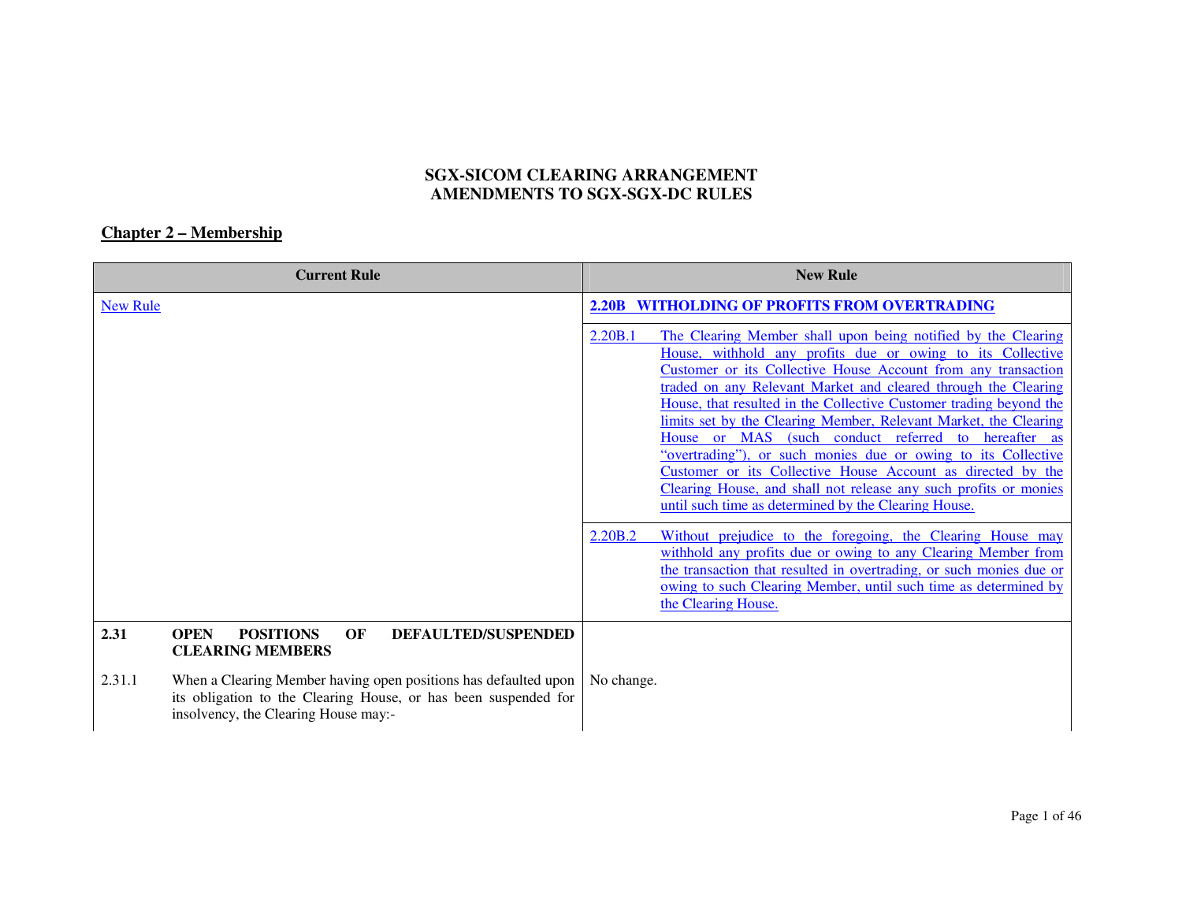**SGX-SICOM CLEARING ARRANGEMENT**
**AMENDMENTS TO SGX-SGX-DC RULES**

## Chapter 2 – Membership

| Current Rule | New Rule |
|---|---|
| New Rule | **2.20B WITHOLDING OF PROFITS FROM OVERTRADING** |
| | 2.20B.1 The Clearing Member shall upon being notified by the Clearing House, withhold any profits due or owing to its Collective Customer or its Collective House Account from any transaction traded on any Relevant Market and cleared through the Clearing House, that resulted in the Collective Customer trading beyond the limits set by the Clearing Member, Relevant Market, the Clearing House or MAS (such conduct referred to hereafter as "overtrading"), or such monies due or owing to its Collective Customer or its Collective House Account as directed by the Clearing House, and shall not release any such profits or monies until such time as determined by the Clearing House. |
| | 2.20B.2 Without prejudice to the foregoing, the Clearing House may withhold any profits due or owing to any Clearing Member from the transaction that resulted in overtrading, or such monies due or owing to such Clearing Member, until such time as determined by the Clearing House. |
| **2.31 OPEN POSITIONS OF DEFAULTED/SUSPENDED CLEARING MEMBERS**<br><br>2.31.1 When a Clearing Member having open positions has defaulted upon its obligation to the Clearing House, or has been suspended for insolvency, the Clearing House may:- | No change. |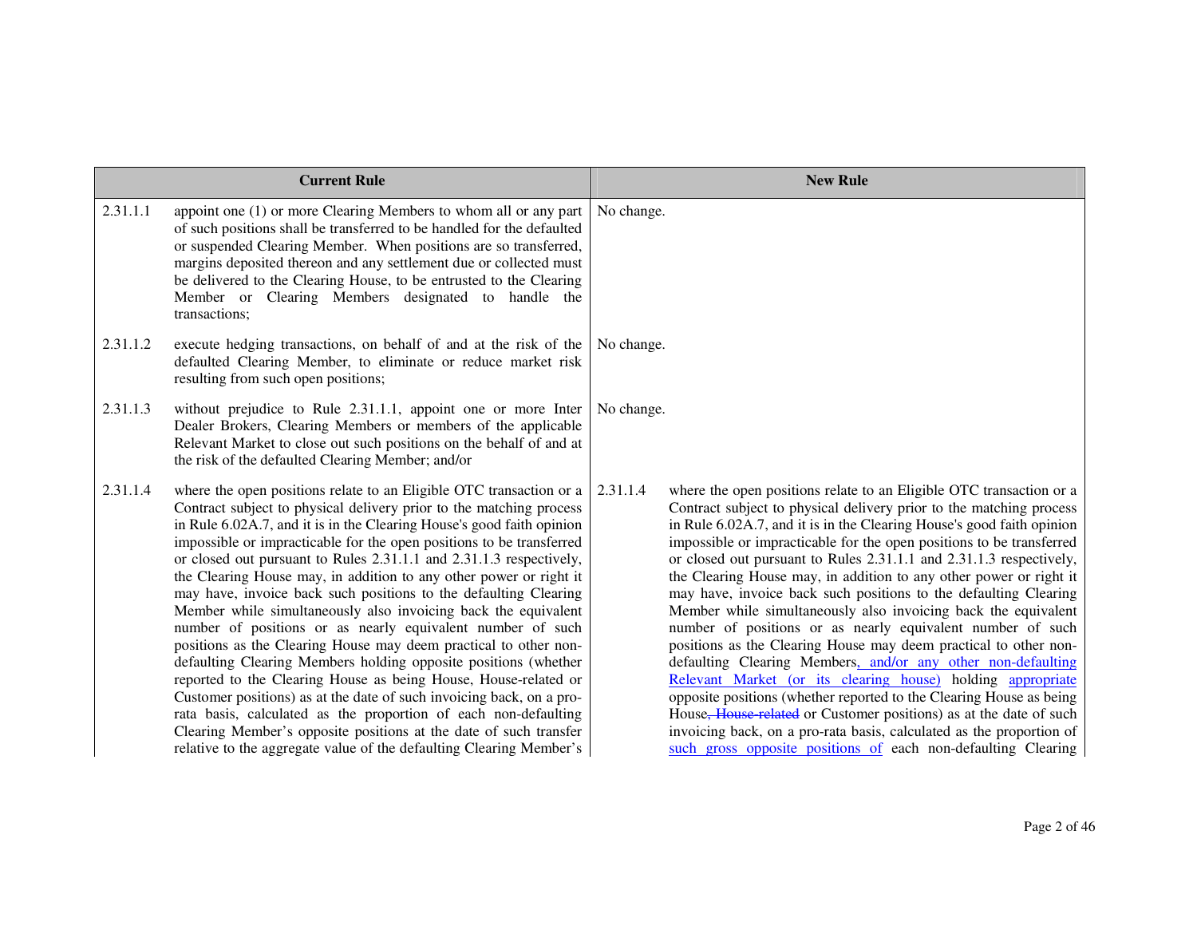| Current Rule | | New Rule | |
|---|---|---|---|
| 2.31.1.1 | appoint one (1) or more Clearing Members to whom all or any part of such positions shall be transferred to be handled for the defaulted or suspended Clearing Member. When positions are so transferred, margins deposited thereon and any settlement due or collected must be delivered to the Clearing House, to be entrusted to the Clearing Member or Clearing Members designated to handle the transactions; | No change. | |
| 2.31.1.2 | execute hedging transactions, on behalf of and at the risk of the defaulted Clearing Member, to eliminate or reduce market risk resulting from such open positions; | No change. | |
| 2.31.1.3 | without prejudice to Rule 2.31.1.1, appoint one or more Inter Dealer Brokers, Clearing Members or members of the applicable Relevant Market to close out such positions on the behalf of and at the risk of the defaulted Clearing Member; and/or | No change. | |
| 2.31.1.4 | where the open positions relate to an Eligible OTC transaction or a Contract subject to physical delivery prior to the matching process in Rule 6.02A.7, and it is in the Clearing House's good faith opinion impossible or impracticable for the open positions to be transferred or closed out pursuant to Rules 2.31.1.1 and 2.31.1.3 respectively, the Clearing House may, in addition to any other power or right it may have, invoice back such positions to the defaulting Clearing Member while simultaneously also invoicing back the equivalent number of positions or as nearly equivalent number of such positions as the Clearing House may deem practical to other non-defaulting Clearing Members holding opposite positions (whether reported to the Clearing House as being House, House-related or Customer positions) as at the date of such invoicing back, on a pro-rata basis, calculated as the proportion of each non-defaulting Clearing Member's opposite positions at the date of such transfer relative to the aggregate value of the defaulting Clearing Member's | 2.31.1.4 | where the open positions relate to an Eligible OTC transaction or a Contract subject to physical delivery prior to the matching process in Rule 6.02A.7, and it is in the Clearing House's good faith opinion impossible or impracticable for the open positions to be transferred or closed out pursuant to Rules 2.31.1.1 and 2.31.1.3 respectively, the Clearing House may, in addition to any other power or right it may have, invoice back such positions to the defaulting Clearing Member while simultaneously also invoicing back the equivalent number of positions or as nearly equivalent number of such positions as the Clearing House may deem practical to other non-defaulting Clearing Members, and/or any other non-defaulting Relevant Market (or its clearing house) holding appropriate opposite positions (whether reported to the Clearing House as being House~~, House-related~~ or Customer positions) as at the date of such invoicing back, on a pro-rata basis, calculated as the proportion of such gross opposite positions of each non-defaulting Clearing |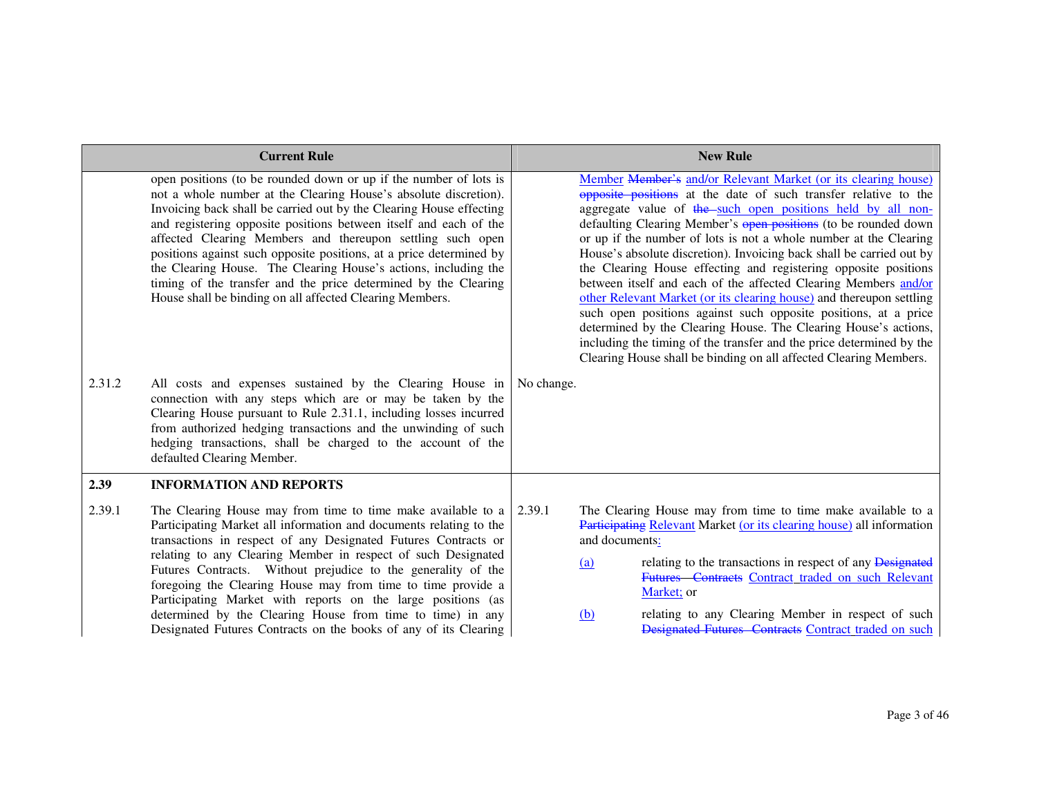| Current Rule | | New Rule | |
|---|---|---|---|
| | open positions (to be rounded down or up if the number of lots is not a whole number at the Clearing House's absolute discretion). Invoicing back shall be carried out by the Clearing House effecting and registering opposite positions between itself and each of the affected Clearing Members and thereupon settling such open positions against such opposite positions, at a price determined by the Clearing House. The Clearing House's actions, including the timing of the transfer and the price determined by the Clearing House shall be binding on all affected Clearing Members. | | Member ~~Member's~~ and/or Relevant Market (or its clearing house) ~~opposite positions~~ at the date of such transfer relative to the aggregate value of ~~the~~ such open positions held by all non-defaulting Clearing Member's ~~open positions~~ (to be rounded down or up if the number of lots is not a whole number at the Clearing House's absolute discretion). Invoicing back shall be carried out by the Clearing House effecting and registering opposite positions between itself and each of the affected Clearing Members and/or other Relevant Market (or its clearing house) and thereupon settling such open positions against such opposite positions, at a price determined by the Clearing House. The Clearing House's actions, including the timing of the transfer and the price determined by the Clearing House shall be binding on all affected Clearing Members. |
| 2.31.2 | All costs and expenses sustained by the Clearing House in connection with any steps which are or may be taken by the Clearing House pursuant to Rule 2.31.1, including losses incurred from authorized hedging transactions and the unwinding of such hedging transactions, shall be charged to the account of the defaulted Clearing Member. | No change. | |
| **2.39** | **INFORMATION AND REPORTS** | | |
| 2.39.1 | The Clearing House may from time to time make available to a Participating Market all information and documents relating to the transactions in respect of any Designated Futures Contracts or relating to any Clearing Member in respect of such Designated Futures Contracts. Without prejudice to the generality of the foregoing the Clearing House may from time to time provide a Participating Market with reports on the large positions (as determined by the Clearing House from time to time) in any Designated Futures Contracts on the books of any of its Clearing | 2.39.1 | The Clearing House may from time to time make available to a ~~Participating~~ Relevant Market (or its clearing house) all information and documents:<br><br>(a) relating to the transactions in respect of any ~~Designated Futures Contracts~~ Contract traded on such Relevant Market; or<br><br>(b) relating to any Clearing Member in respect of such ~~Designated Futures Contracts~~ Contract traded on such |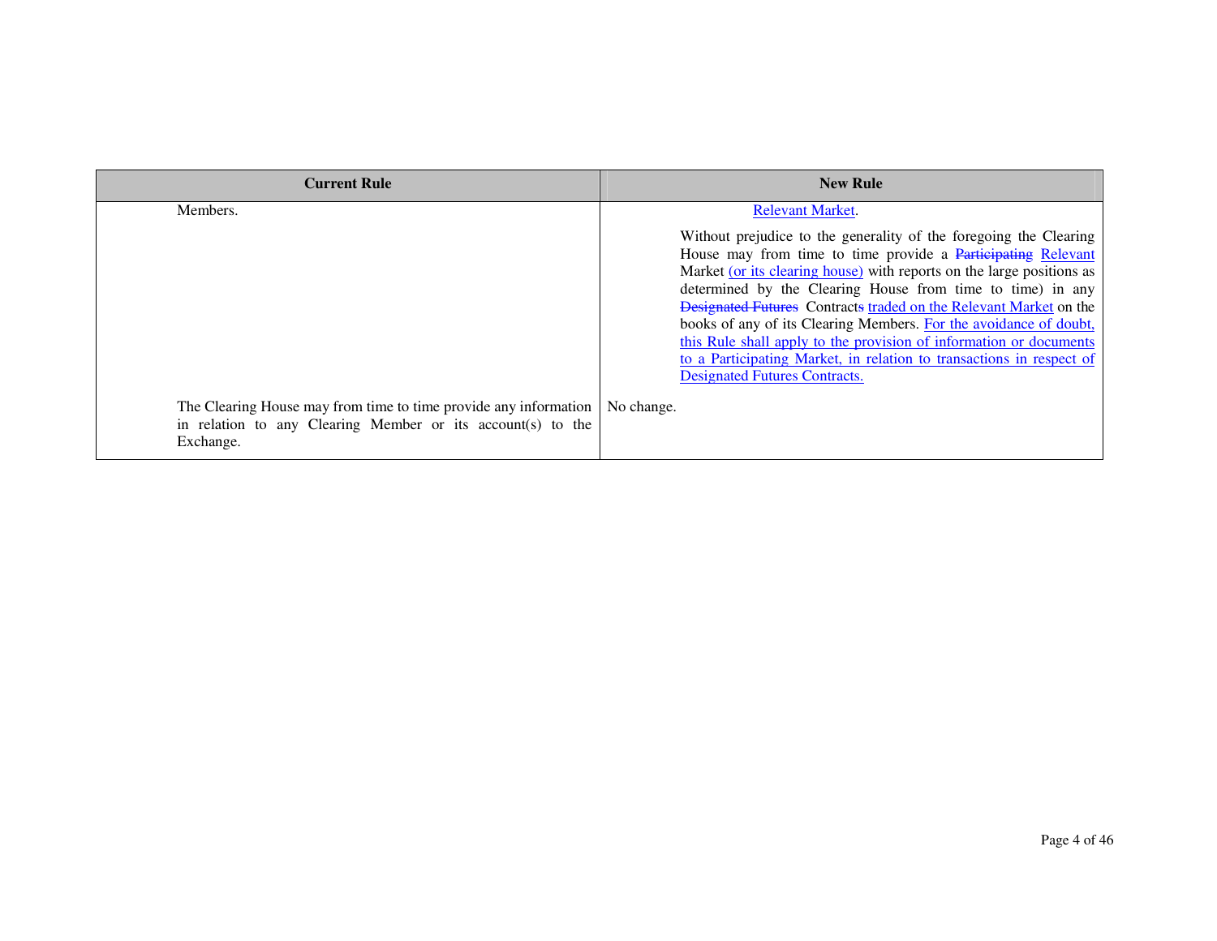| Current Rule | New Rule |
|---|---|
| Members. | Relevant Market.<br><br>Without prejudice to the generality of the foregoing the Clearing House may from time to time provide a ~~Participating~~ Relevant Market (or its clearing house) with reports on the large positions as determined by the Clearing House from time to time) in any ~~Designated Futures~~ Contract~~s~~ traded on the Relevant Market on the books of any of its Clearing Members. For the avoidance of doubt, this Rule shall apply to the provision of information or documents to a Participating Market, in relation to transactions in respect of Designated Futures Contracts. |
| The Clearing House may from time to time provide any information in relation to any Clearing Member or its account(s) to the Exchange. | No change. |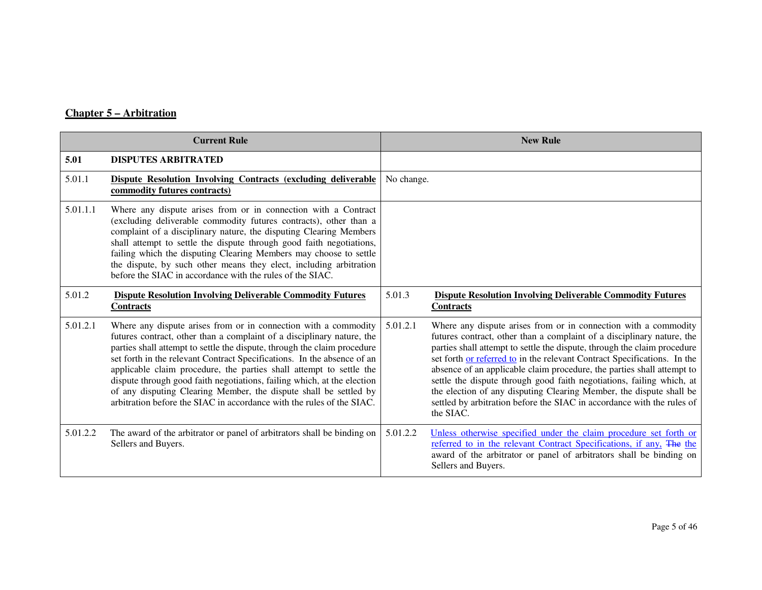## Chapter 5 – Arbitration

| Current Rule | | New Rule | |
|---|---|---|---|
| **5.01** | **DISPUTES ARBITRATED** | | |
| 5.01.1 | **Dispute Resolution Involving Contracts (excluding deliverable commodity futures contracts)** | No change. | |
| 5.01.1.1 | Where any dispute arises from or in connection with a Contract (excluding deliverable commodity futures contracts), other than a complaint of a disciplinary nature, the disputing Clearing Members shall attempt to settle the dispute through good faith negotiations, failing which the disputing Clearing Members may choose to settle the dispute, by such other means they elect, including arbitration before the SIAC in accordance with the rules of the SIAC. | | |
| 5.01.2 | **Dispute Resolution Involving Deliverable Commodity Futures Contracts** | 5.01.3 | **Dispute Resolution Involving Deliverable Commodity Futures Contracts** |
| 5.01.2.1 | Where any dispute arises from or in connection with a commodity futures contract, other than a complaint of a disciplinary nature, the parties shall attempt to settle the dispute, through the claim procedure set forth in the relevant Contract Specifications. In the absence of an applicable claim procedure, the parties shall attempt to settle the dispute through good faith negotiations, failing which, at the election of any disputing Clearing Member, the dispute shall be settled by arbitration before the SIAC in accordance with the rules of the SIAC. | 5.01.2.1 | Where any dispute arises from or in connection with a commodity futures contract, other than a complaint of a disciplinary nature, the parties shall attempt to settle the dispute, through the claim procedure set forth or referred to in the relevant Contract Specifications. In the absence of an applicable claim procedure, the parties shall attempt to settle the dispute through good faith negotiations, failing which, at the election of any disputing Clearing Member, the dispute shall be settled by arbitration before the SIAC in accordance with the rules of the SIAC. |
| 5.01.2.2 | The award of the arbitrator or panel of arbitrators shall be binding on Sellers and Buyers. | 5.01.2.2 | Unless otherwise specified under the claim procedure set forth or referred to in the relevant Contract Specifications, if any, ~~The~~ the award of the arbitrator or panel of arbitrators shall be binding on Sellers and Buyers. |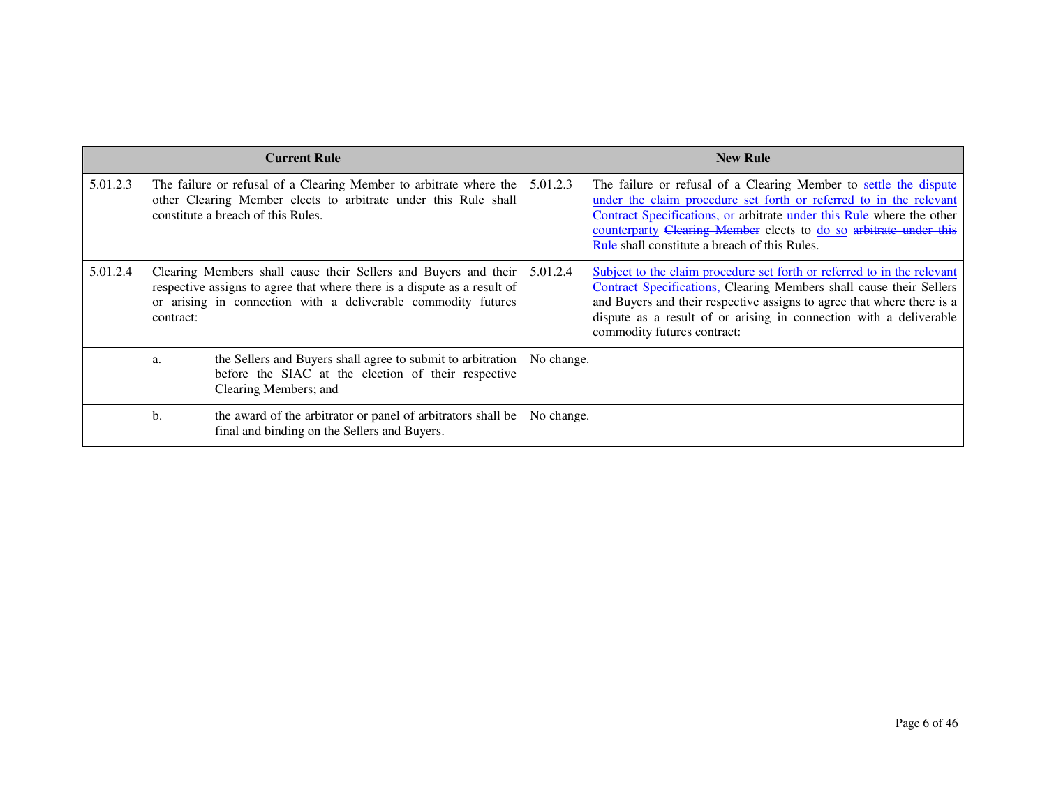| Current Rule | | | New Rule | |
|---|---|---|---|---|
| 5.01.2.3 | The failure or refusal of a Clearing Member to arbitrate where the other Clearing Member elects to arbitrate under this Rule shall constitute a breach of this Rules. | | 5.01.2.3 | The failure or refusal of a Clearing Member to <u>settle the dispute under the claim procedure set forth or referred to in the relevant Contract Specifications, or</u> arbitrate <u>under this Rule</u> where the other <u>counterparty</u> ~~Clearing Member~~ elects to <u>do so</u> ~~arbitrate under this Rule~~ shall constitute a breach of this Rules. |
| 5.01.2.4 | Clearing Members shall cause their Sellers and Buyers and their respective assigns to agree that where there is a dispute as a result of or arising in connection with a deliverable commodity futures contract: | | 5.01.2.4 | <u>Subject to the claim procedure set forth or referred to in the relevant Contract Specifications,</u> Clearing Members shall cause their Sellers and Buyers and their respective assigns to agree that where there is a dispute as a result of or arising in connection with a deliverable commodity futures contract: |
| | a. | the Sellers and Buyers shall agree to submit to arbitration before the SIAC at the election of their respective Clearing Members; and | No change. | |
| | b. | the award of the arbitrator or panel of arbitrators shall be final and binding on the Sellers and Buyers. | No change. | |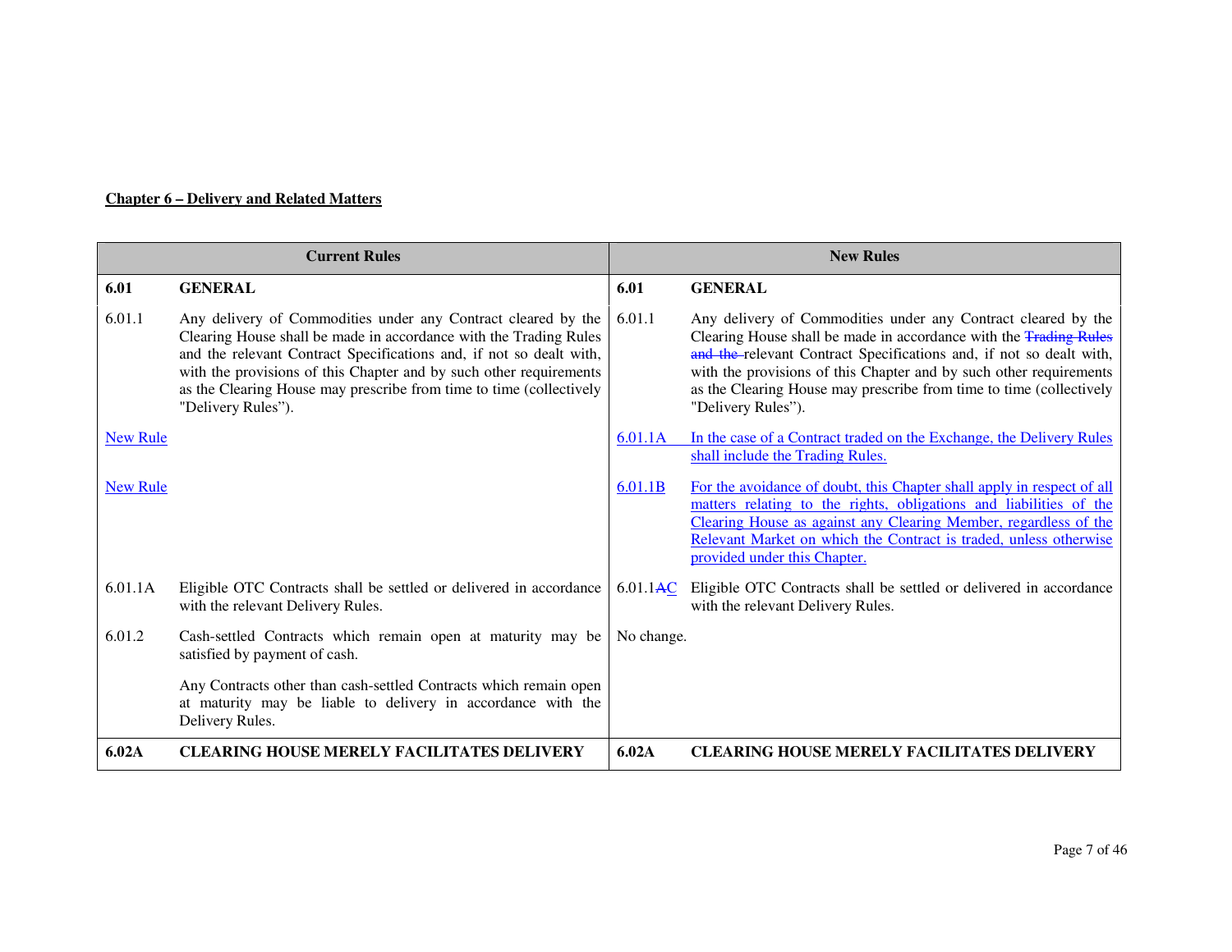## Chapter 6 – Delivery and Related Matters

| Current Rules | | New Rules | |
|---|---|---|---|
| **6.01** | **GENERAL** | **6.01** | **GENERAL** |
| 6.01.1 | Any delivery of Commodities under any Contract cleared by the Clearing House shall be made in accordance with the Trading Rules and the relevant Contract Specifications and, if not so dealt with, with the provisions of this Chapter and by such other requirements as the Clearing House may prescribe from time to time (collectively "Delivery Rules"). | 6.01.1 | Any delivery of Commodities under any Contract cleared by the Clearing House shall be made in accordance with the ~~Trading Rules and the~~ relevant Contract Specifications and, if not so dealt with, with the provisions of this Chapter and by such other requirements as the Clearing House may prescribe from time to time (collectively "Delivery Rules"). |
| New Rule | | 6.01.1A | In the case of a Contract traded on the Exchange, the Delivery Rules shall include the Trading Rules. |
| New Rule | | 6.01.1B | For the avoidance of doubt, this Chapter shall apply in respect of all matters relating to the rights, obligations and liabilities of the Clearing House as against any Clearing Member, regardless of the Relevant Market on which the Contract is traded, unless otherwise provided under this Chapter. |
| 6.01.1A | Eligible OTC Contracts shall be settled or delivered in accordance with the relevant Delivery Rules. | 6.01.1~~A~~C | Eligible OTC Contracts shall be settled or delivered in accordance with the relevant Delivery Rules. |
| 6.01.2 | Cash-settled Contracts which remain open at maturity may be satisfied by payment of cash.<br><br>Any Contracts other than cash-settled Contracts which remain open at maturity may be liable to delivery in accordance with the Delivery Rules. | No change. | |
| **6.02A** | **CLEARING HOUSE MERELY FACILITATES DELIVERY** | **6.02A** | **CLEARING HOUSE MERELY FACILITATES DELIVERY** |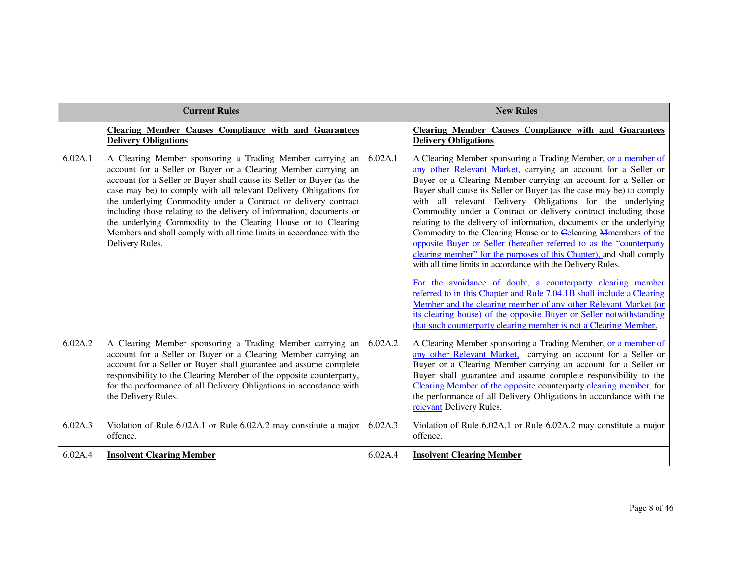| | Current Rules | | New Rules |
|---|---|---|---|
| | **Clearing Member Causes Compliance with and Guarantees Delivery Obligations** | | **Clearing Member Causes Compliance with and Guarantees Delivery Obligations** |
| 6.02A.1 | A Clearing Member sponsoring a Trading Member carrying an account for a Seller or Buyer or a Clearing Member carrying an account for a Seller or Buyer shall cause its Seller or Buyer (as the case may be) to comply with all relevant Delivery Obligations for the underlying Commodity under a Contract or delivery contract including those relating to the delivery of information, documents or the underlying Commodity to the Clearing House or to Clearing Members and shall comply with all time limits in accordance with the Delivery Rules. | 6.02A.1 | A Clearing Member sponsoring a Trading Member, or a member of any other Relevant Market, carrying an account for a Seller or Buyer or a Clearing Member carrying an account for a Seller or Buyer shall cause its Seller or Buyer (as the case may be) to comply with all relevant Delivery Obligations for the underlying Commodity under a Contract or delivery contract including those relating to the delivery of information, documents or the underlying Commodity to the Clearing House or to ~~C~~clearing ~~M~~members of the opposite Buyer or Seller (hereafter referred to as the "counterparty clearing member" for the purposes of this Chapter), and shall comply with all time limits in accordance with the Delivery Rules.<br><br>For the avoidance of doubt, a counterparty clearing member referred to in this Chapter and Rule 7.04.1B shall include a Clearing Member and the clearing member of any other Relevant Market (or its clearing house) of the opposite Buyer or Seller notwithstanding that such counterparty clearing member is not a Clearing Member. |
| 6.02A.2 | A Clearing Member sponsoring a Trading Member carrying an account for a Seller or Buyer or a Clearing Member carrying an account for a Seller or Buyer shall guarantee and assume complete responsibility to the Clearing Member of the opposite counterparty, for the performance of all Delivery Obligations in accordance with the Delivery Rules. | 6.02A.2 | A Clearing Member sponsoring a Trading Member, or a member of any other Relevant Market, carrying an account for a Seller or Buyer or a Clearing Member carrying an account for a Seller or Buyer shall guarantee and assume complete responsibility to the ~~Clearing Member of the opposite~~ counterparty clearing member, for the performance of all Delivery Obligations in accordance with the relevant Delivery Rules. |
| 6.02A.3 | Violation of Rule 6.02A.1 or Rule 6.02A.2 may constitute a major offence. | 6.02A.3 | Violation of Rule 6.02A.1 or Rule 6.02A.2 may constitute a major offence. |
| 6.02A.4 | **Insolvent Clearing Member** | 6.02A.4 | **Insolvent Clearing Member** |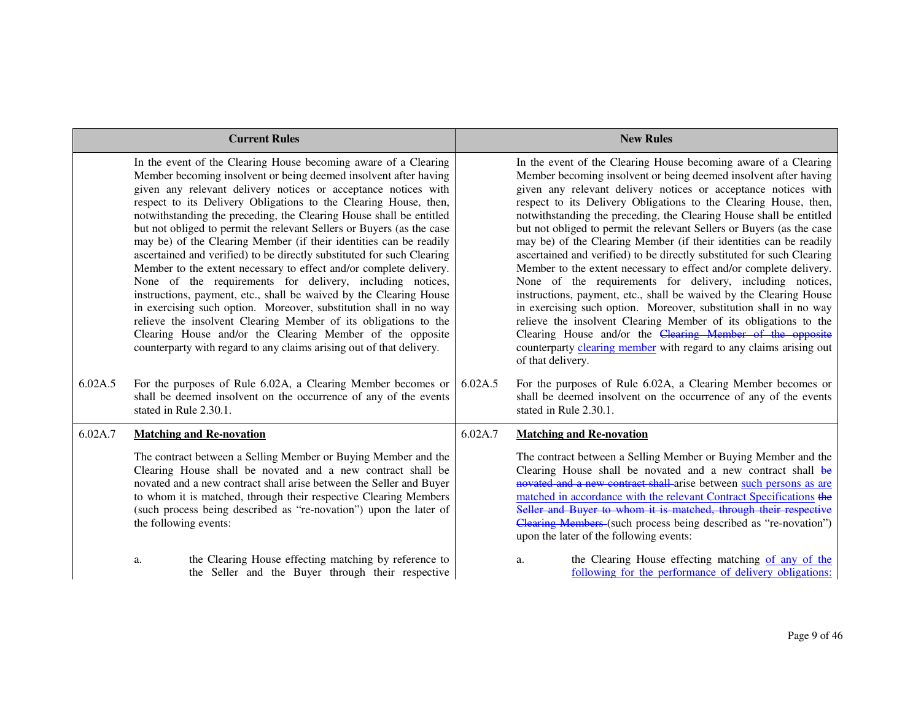| Current Rules | | New Rules | |
|---|---|---|---|
| | In the event of the Clearing House becoming aware of a Clearing Member becoming insolvent or being deemed insolvent after having given any relevant delivery notices or acceptance notices with respect to its Delivery Obligations to the Clearing House, then, notwithstanding the preceding, the Clearing House shall be entitled but not obliged to permit the relevant Sellers or Buyers (as the case may be) of the Clearing Member (if their identities can be readily ascertained and verified) to be directly substituted for such Clearing Member to the extent necessary to effect and/or complete delivery. None of the requirements for delivery, including notices, instructions, payment, etc., shall be waived by the Clearing House in exercising such option. Moreover, substitution shall in no way relieve the insolvent Clearing Member of its obligations to the Clearing House and/or the Clearing Member of the opposite counterparty with regard to any claims arising out of that delivery. | | In the event of the Clearing House becoming aware of a Clearing Member becoming insolvent or being deemed insolvent after having given any relevant delivery notices or acceptance notices with respect to its Delivery Obligations to the Clearing House, then, notwithstanding the preceding, the Clearing House shall be entitled but not obliged to permit the relevant Sellers or Buyers (as the case may be) of the Clearing Member (if their identities can be readily ascertained and verified) to be directly substituted for such Clearing Member to the extent necessary to effect and/or complete delivery. None of the requirements for delivery, including notices, instructions, payment, etc., shall be waived by the Clearing House in exercising such option. Moreover, substitution shall in no way relieve the insolvent Clearing Member of its obligations to the Clearing House and/or the ~~Clearing Member of the opposite~~ counterparty clearing member with regard to any claims arising out of that delivery. |
| 6.02A.5 | For the purposes of Rule 6.02A, a Clearing Member becomes or shall be deemed insolvent on the occurrence of any of the events stated in Rule 2.30.1. | 6.02A.5 | For the purposes of Rule 6.02A, a Clearing Member becomes or shall be deemed insolvent on the occurrence of any of the events stated in Rule 2.30.1. |
| 6.02A.7 | **Matching and Re-novation** | 6.02A.7 | **Matching and Re-novation** |
| | The contract between a Selling Member or Buying Member and the Clearing House shall be novated and a new contract shall be novated and a new contract shall arise between the Seller and Buyer to whom it is matched, through their respective Clearing Members (such process being described as "re-novation") upon the later of the following events: | | The contract between a Selling Member or Buying Member and the Clearing House shall be novated and a new contract shall ~~be novated and a new contract shall~~ arise between such persons as are matched in accordance with the relevant Contract Specifications ~~the Seller and Buyer to whom it is matched, through their respective Clearing Members~~ (such process being described as "re-novation") upon the later of the following events: |
| | a. the Clearing House effecting matching by reference to the Seller and the Buyer through their respective | | a. the Clearing House effecting matching of any of the following for the performance of delivery obligations: |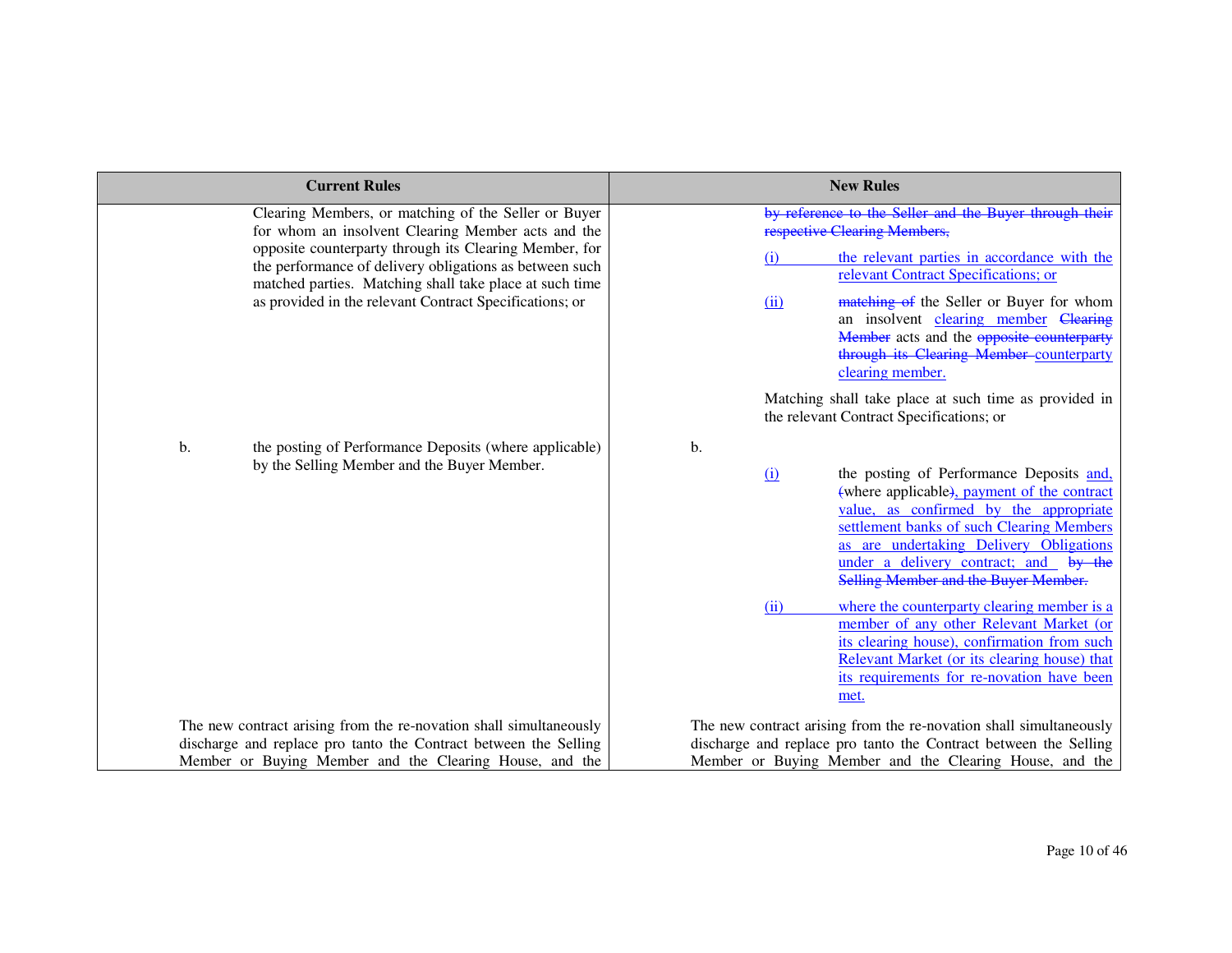| Current Rules | New Rules |
|---|---|
| Clearing Members, or matching of the Seller or Buyer for whom an insolvent Clearing Member acts and the opposite counterparty through its Clearing Member, for the performance of delivery obligations as between such matched parties. Matching shall take place at such time as provided in the relevant Contract Specifications; or | ~~by reference to the Seller and the Buyer through their respective Clearing Members,~~<br><br>(i) the relevant parties in accordance with the relevant Contract Specifications; or<br><br>(ii) ~~matching of~~ the Seller or Buyer for whom an insolvent clearing member ~~Clearing Member~~ acts and the ~~opposite counterparty through its Clearing Member~~ counterparty clearing member.<br><br>Matching shall take place at such time as provided in the relevant Contract Specifications; or |
| b. the posting of Performance Deposits (where applicable) by the Selling Member and the Buyer Member. | b.<br><br>(i) the posting of Performance Deposits and, ~~(~~where applicable~~)~~, payment of the contract value, as confirmed by the appropriate settlement banks of such Clearing Members as are undertaking Delivery Obligations under a delivery contract; and ~~by the Selling Member and the Buyer Member.~~<br><br>(ii) where the counterparty clearing member is a member of any other Relevant Market (or its clearing house), confirmation from such Relevant Market (or its clearing house) that its requirements for re-novation have been met. |
| The new contract arising from the re-novation shall simultaneously discharge and replace pro tanto the Contract between the Selling Member or Buying Member and the Clearing House, and the | The new contract arising from the re-novation shall simultaneously discharge and replace pro tanto the Contract between the Selling Member or Buying Member and the Clearing House, and the |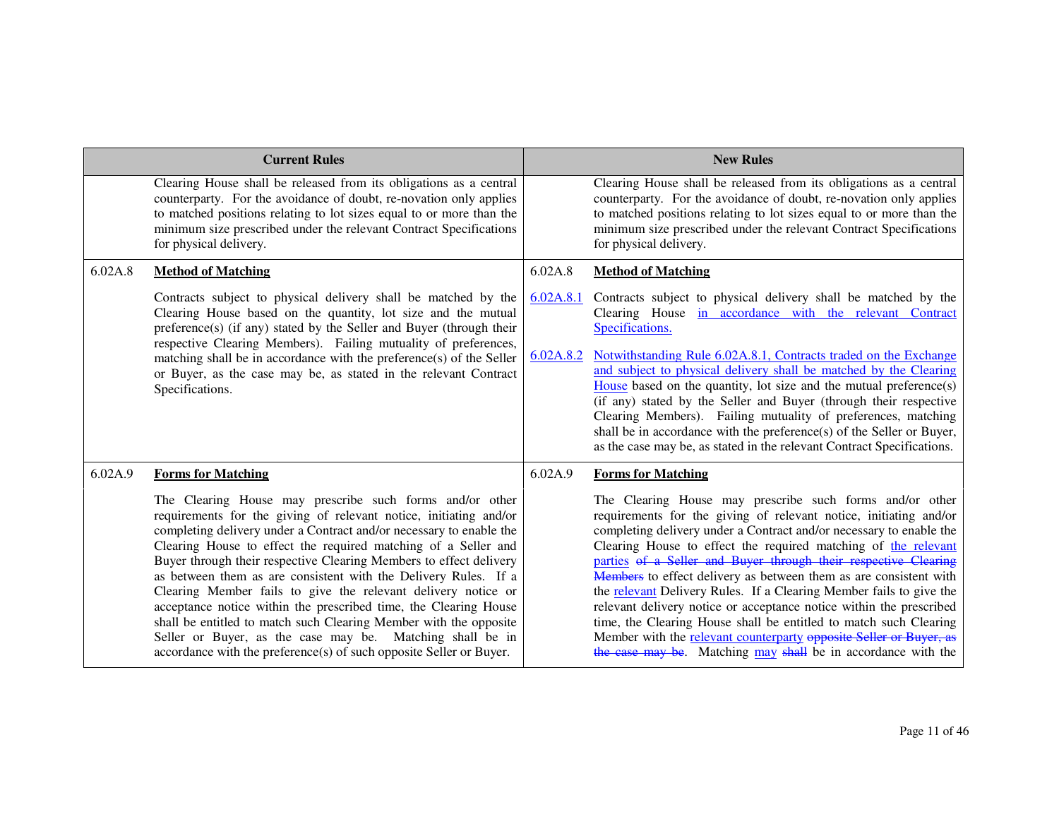| Current Rules | | New Rules | |
|---|---|---|---|
| | Clearing House shall be released from its obligations as a central counterparty. For the avoidance of doubt, re-novation only applies to matched positions relating to lot sizes equal to or more than the minimum size prescribed under the relevant Contract Specifications for physical delivery. | | Clearing House shall be released from its obligations as a central counterparty. For the avoidance of doubt, re-novation only applies to matched positions relating to lot sizes equal to or more than the minimum size prescribed under the relevant Contract Specifications for physical delivery. |
| 6.02A.8 | **Method of Matching**<br><br>Contracts subject to physical delivery shall be matched by the Clearing House based on the quantity, lot size and the mutual preference(s) (if any) stated by the Seller and Buyer (through their respective Clearing Members). Failing mutuality of preferences, matching shall be in accordance with the preference(s) of the Seller or Buyer, as the case may be, as stated in the relevant Contract Specifications. | 6.02A.8<br><br>6.02A.8.1<br><br>6.02A.8.2 | **Method of Matching**<br><br>Contracts subject to physical delivery shall be matched by the Clearing House in accordance with the relevant Contract Specifications.<br><br>Notwithstanding Rule 6.02A.8.1, Contracts traded on the Exchange and subject to physical delivery shall be matched by the Clearing House based on the quantity, lot size and the mutual preference(s) (if any) stated by the Seller and Buyer (through their respective Clearing Members). Failing mutuality of preferences, matching shall be in accordance with the preference(s) of the Seller or Buyer, as the case may be, as stated in the relevant Contract Specifications. |
| 6.02A.9 | **Forms for Matching**<br><br>The Clearing House may prescribe such forms and/or other requirements for the giving of relevant notice, initiating and/or completing delivery under a Contract and/or necessary to enable the Clearing House to effect the required matching of a Seller and Buyer through their respective Clearing Members to effect delivery as between them as are consistent with the Delivery Rules. If a Clearing Member fails to give the relevant delivery notice or acceptance notice within the prescribed time, the Clearing House shall be entitled to match such Clearing Member with the opposite Seller or Buyer, as the case may be. Matching shall be in accordance with the preference(s) of such opposite Seller or Buyer. | 6.02A.9 | **Forms for Matching**<br><br>The Clearing House may prescribe such forms and/or other requirements for the giving of relevant notice, initiating and/or completing delivery under a Contract and/or necessary to enable the Clearing House to effect the required matching of the relevant parties ~~of a Seller and Buyer through their respective Clearing Members~~ to effect delivery as between them as are consistent with the relevant Delivery Rules. If a Clearing Member fails to give the relevant delivery notice or acceptance notice within the prescribed time, the Clearing House shall be entitled to match such Clearing Member with the relevant counterparty ~~opposite Seller or Buyer, as the case may be~~. Matching may ~~shall~~ be in accordance with the |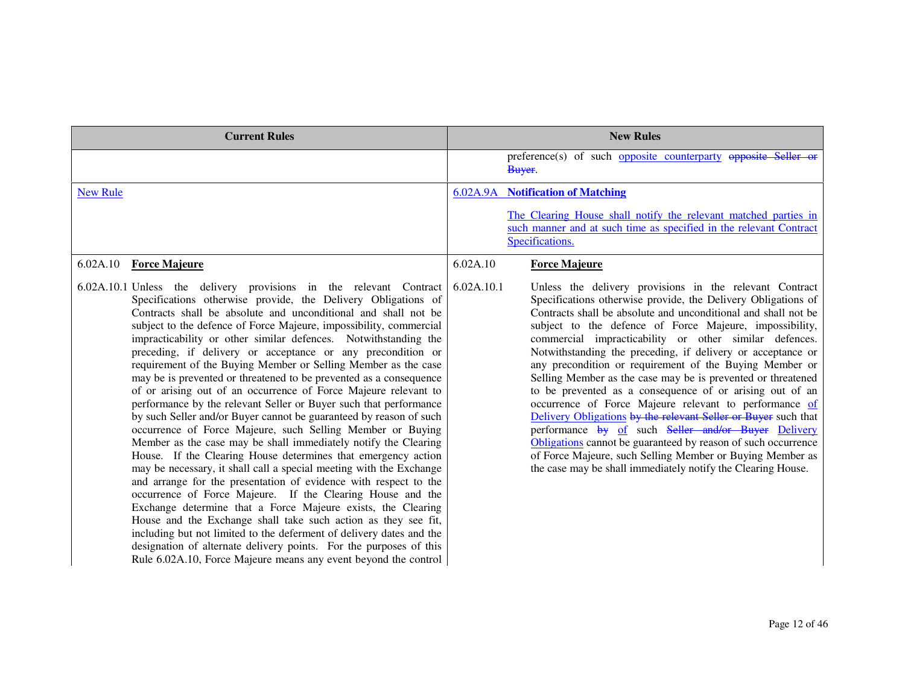| Current Rules | New Rules |
|---|---|
| | preference(s) of such opposite counterparty ~~opposite Seller or Buyer~~. |
| New Rule | 6.02A.9A **Notification of Matching**<br><br>The Clearing House shall notify the relevant matched parties in such manner and at such time as specified in the relevant Contract Specifications. |
| 6.02A.10 **Force Majeure**<br><br>6.02A.10.1 Unless the delivery provisions in the relevant Contract Specifications otherwise provide, the Delivery Obligations of Contracts shall be absolute and unconditional and shall not be subject to the defence of Force Majeure, impossibility, commercial impracticability or other similar defences. Notwithstanding the preceding, if delivery or acceptance or any precondition or requirement of the Buying Member or Selling Member as the case may be is prevented or threatened to be prevented as a consequence of or arising out of an occurrence of Force Majeure relevant to performance by the relevant Seller or Buyer such that performance by such Seller and/or Buyer cannot be guaranteed by reason of such occurrence of Force Majeure, such Selling Member or Buying Member as the case may be shall immediately notify the Clearing House. If the Clearing House determines that emergency action may be necessary, it shall call a special meeting with the Exchange and arrange for the presentation of evidence with respect to the occurrence of Force Majeure. If the Clearing House and the Exchange determine that a Force Majeure exists, the Clearing House and the Exchange shall take such action as they see fit, including but not limited to the deferment of delivery dates and the designation of alternate delivery points. For the purposes of this Rule 6.02A.10, Force Majeure means any event beyond the control | 6.02A.10 **Force Majeure**<br><br>6.02A.10.1 Unless the delivery provisions in the relevant Contract Specifications otherwise provide, the Delivery Obligations of Contracts shall be absolute and unconditional and shall not be subject to the defence of Force Majeure, impossibility, commercial impracticability or other similar defences. Notwithstanding the preceding, if delivery or acceptance or any precondition or requirement of the Buying Member or Selling Member as the case may be is prevented or threatened to be prevented as a consequence of or arising out of an occurrence of Force Majeure relevant to performance of Delivery Obligations ~~by the relevant Seller or Buyer~~ such that performance ~~by~~ of such ~~Seller and/or Buyer~~ Delivery Obligations cannot be guaranteed by reason of such occurrence of Force Majeure, such Selling Member or Buying Member as the case may be shall immediately notify the Clearing House. |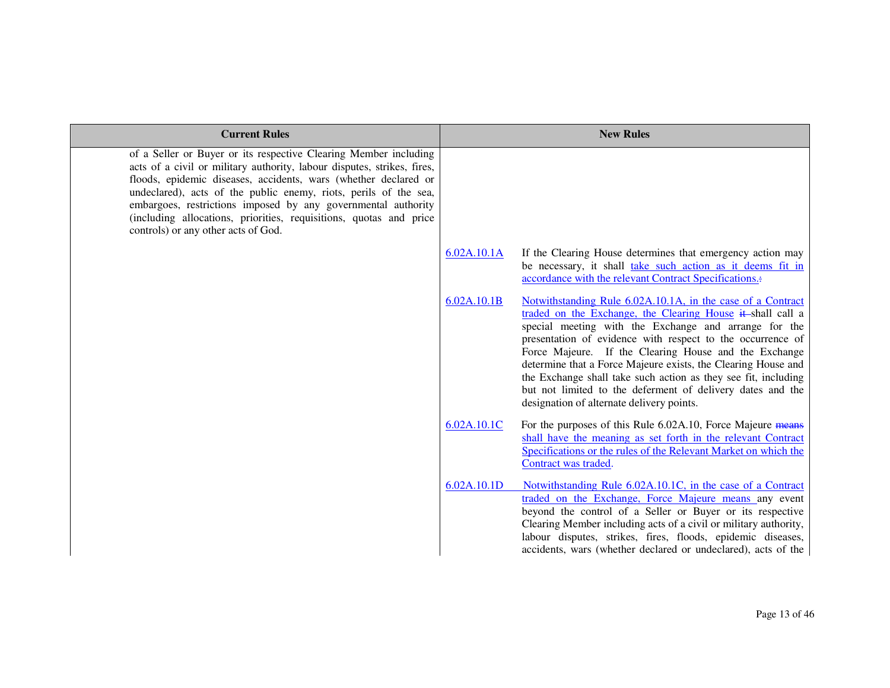| Current Rules | | New Rules |
|---|---|---|
| of a Seller or Buyer or its respective Clearing Member including acts of a civil or military authority, labour disputes, strikes, fires, floods, epidemic diseases, accidents, wars (whether declared or undeclared), acts of the public enemy, riots, perils of the sea, embargoes, restrictions imposed by any governmental authority (including allocations, priorities, requisitions, quotas and price controls) or any other acts of God. | | |
| | 6.02A.10.1A | If the Clearing House determines that emergency action may be necessary, it shall take such action as it deems fit in accordance with the relevant Contract Specifications.: |
| | 6.02A.10.1B | Notwithstanding Rule 6.02A.10.1A, in the case of a Contract traded on the Exchange, the Clearing House it shall call a special meeting with the Exchange and arrange for the presentation of evidence with respect to the occurrence of Force Majeure. If the Clearing House and the Exchange determine that a Force Majeure exists, the Clearing House and the Exchange shall take such action as they see fit, including but not limited to the deferment of delivery dates and the designation of alternate delivery points. |
| | 6.02A.10.1C | For the purposes of this Rule 6.02A.10, Force Majeure means shall have the meaning as set forth in the relevant Contract Specifications or the rules of the Relevant Market on which the Contract was traded. |
| | 6.02A.10.1D | Notwithstanding Rule 6.02A.10.1C, in the case of a Contract traded on the Exchange, Force Majeure means any event beyond the control of a Seller or Buyer or its respective Clearing Member including acts of a civil or military authority, labour disputes, strikes, fires, floods, epidemic diseases, accidents, wars (whether declared or undeclared), acts of the |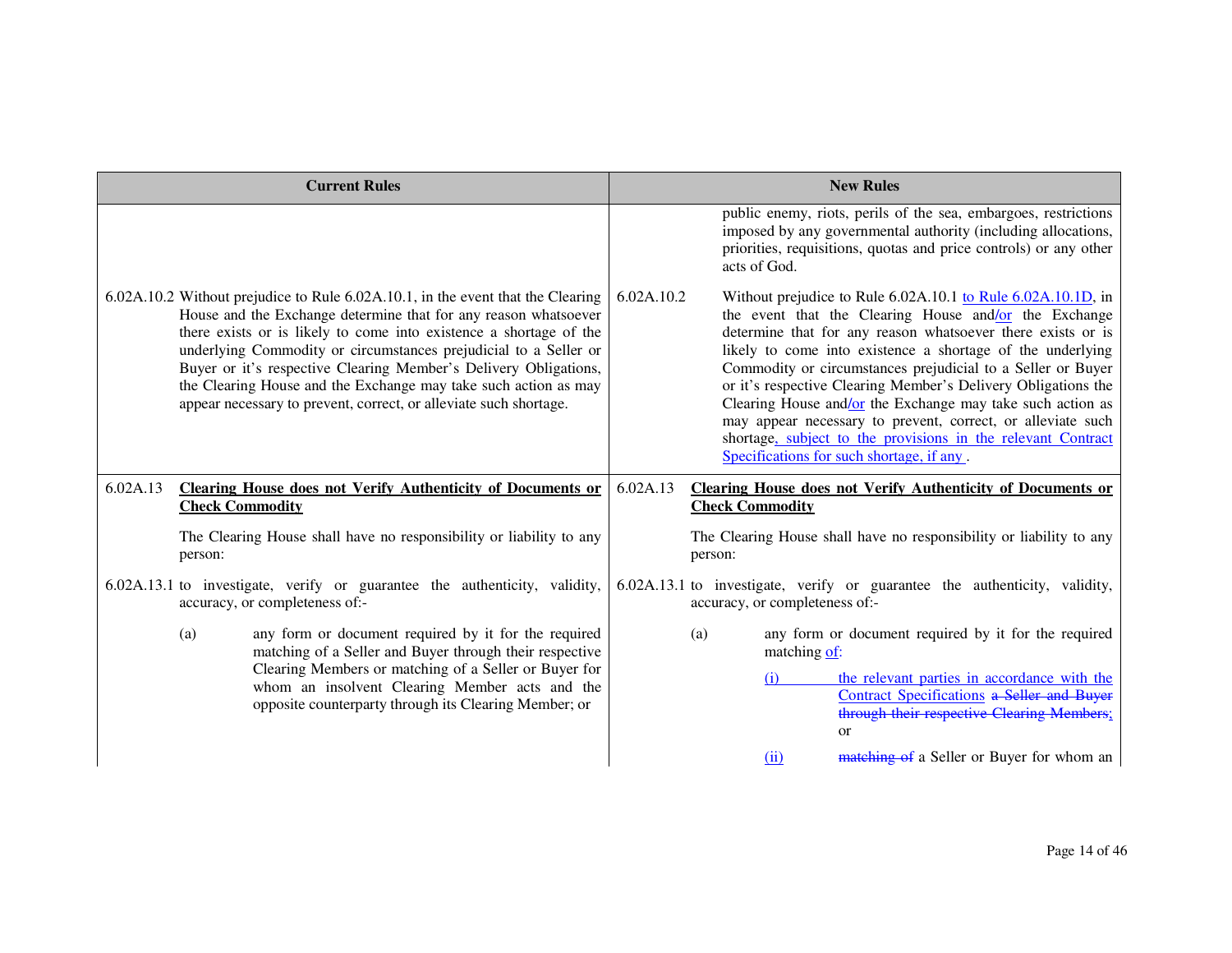| Current Rules | New Rules |
|---|---|
| | public enemy, riots, perils of the sea, embargoes, restrictions imposed by any governmental authority (including allocations, priorities, requisitions, quotas and price controls) or any other acts of God. |
| 6.02A.10.2 Without prejudice to Rule 6.02A.10.1, in the event that the Clearing House and the Exchange determine that for any reason whatsoever there exists or is likely to come into existence a shortage of the underlying Commodity or circumstances prejudicial to a Seller or Buyer or it's respective Clearing Member's Delivery Obligations, the Clearing House and the Exchange may take such action as may appear necessary to prevent, correct, or alleviate such shortage. | 6.02A.10.2 Without prejudice to Rule 6.02A.10.1 to Rule 6.02A.10.1D, in the event that the Clearing House and/or the Exchange determine that for any reason whatsoever there exists or is likely to come into existence a shortage of the underlying Commodity or circumstances prejudicial to a Seller or Buyer or it's respective Clearing Member's Delivery Obligations the Clearing House and/or the Exchange may take such action as may appear necessary to prevent, correct, or alleviate such shortage, subject to the provisions in the relevant Contract Specifications for such shortage, if any . |
| 6.02A.13 **<u>Clearing House does not Verify Authenticity of Documents or Check Commodity</u>**<br><br>The Clearing House shall have no responsibility or liability to any person:<br><br>6.02A.13.1 to investigate, verify or guarantee the authenticity, validity, accuracy, or completeness of:-<br><br>(a) any form or document required by it for the required matching of a Seller and Buyer through their respective Clearing Members or matching of a Seller or Buyer for whom an insolvent Clearing Member acts and the opposite counterparty through its Clearing Member; or | 6.02A.13 **<u>Clearing House does not Verify Authenticity of Documents or Check Commodity</u>**<br><br>The Clearing House shall have no responsibility or liability to any person:<br><br>6.02A.13.1 to investigate, verify or guarantee the authenticity, validity, accuracy, or completeness of:-<br><br>(a) any form or document required by it for the required matching of:<br><br>(i) the relevant parties in accordance with the Contract Specifications ~~a Seller and Buyer through their respective Clearing Members;~~ or<br><br>(ii) ~~matching of~~ a Seller or Buyer for whom an |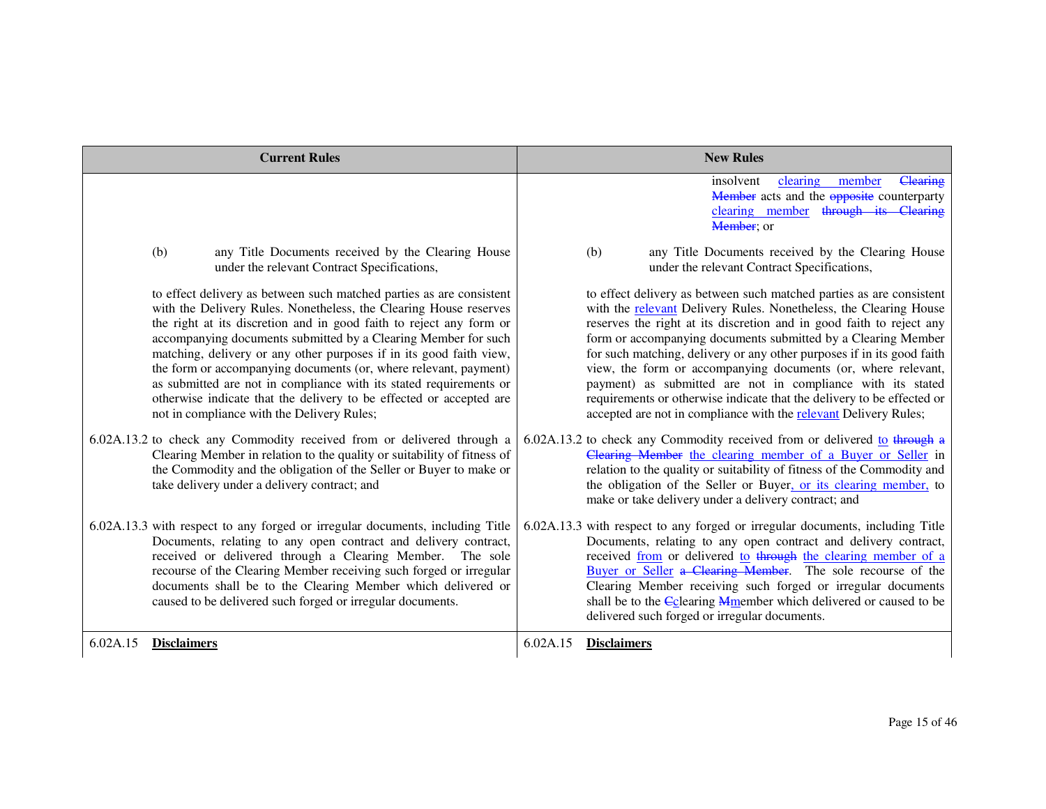| Current Rules | New Rules |
|---|---|
| | insolvent clearing member ~~Clearing Member~~ acts and the ~~opposite~~ counterparty clearing member ~~through its Clearing Member~~; or |
| (b) any Title Documents received by the Clearing House under the relevant Contract Specifications, | (b) any Title Documents received by the Clearing House under the relevant Contract Specifications, |
| to effect delivery as between such matched parties as are consistent with the Delivery Rules. Nonetheless, the Clearing House reserves the right at its discretion and in good faith to reject any form or accompanying documents submitted by a Clearing Member for such matching, delivery or any other purposes if in its good faith view, the form or accompanying documents (or, where relevant, payment) as submitted are not in compliance with its stated requirements or otherwise indicate that the delivery to be effected or accepted are not in compliance with the Delivery Rules; | to effect delivery as between such matched parties as are consistent with the relevant Delivery Rules. Nonetheless, the Clearing House reserves the right at its discretion and in good faith to reject any form or accompanying documents submitted by a Clearing Member for such matching, delivery or any other purposes if in its good faith view, the form or accompanying documents (or, where relevant, payment) as submitted are not in compliance with its stated requirements or otherwise indicate that the delivery to be effected or accepted are not in compliance with the relevant Delivery Rules; |
| 6.02A.13.2 to check any Commodity received from or delivered through a Clearing Member in relation to the quality or suitability of fitness of the Commodity and the obligation of the Seller or Buyer to make or take delivery under a delivery contract; and | 6.02A.13.2 to check any Commodity received from or delivered to ~~through a Clearing Member~~ the clearing member of a Buyer or Seller in relation to the quality or suitability of fitness of the Commodity and the obligation of the Seller or Buyer, or its clearing member, to make or take delivery under a delivery contract; and |
| 6.02A.13.3 with respect to any forged or irregular documents, including Title Documents, relating to any open contract and delivery contract, received or delivered through a Clearing Member. The sole recourse of the Clearing Member receiving such forged or irregular documents shall be to the Clearing Member which delivered or caused to be delivered such forged or irregular documents. | 6.02A.13.3 with respect to any forged or irregular documents, including Title Documents, relating to any open contract and delivery contract, received from or delivered to ~~through~~ the clearing member of a Buyer or Seller ~~a Clearing Member~~. The sole recourse of the Clearing Member receiving such forged or irregular documents shall be to the ~~C~~clearing ~~M~~member which delivered or caused to be delivered such forged or irregular documents. |
| 6.02A.15 **Disclaimers** | 6.02A.15 **Disclaimers** |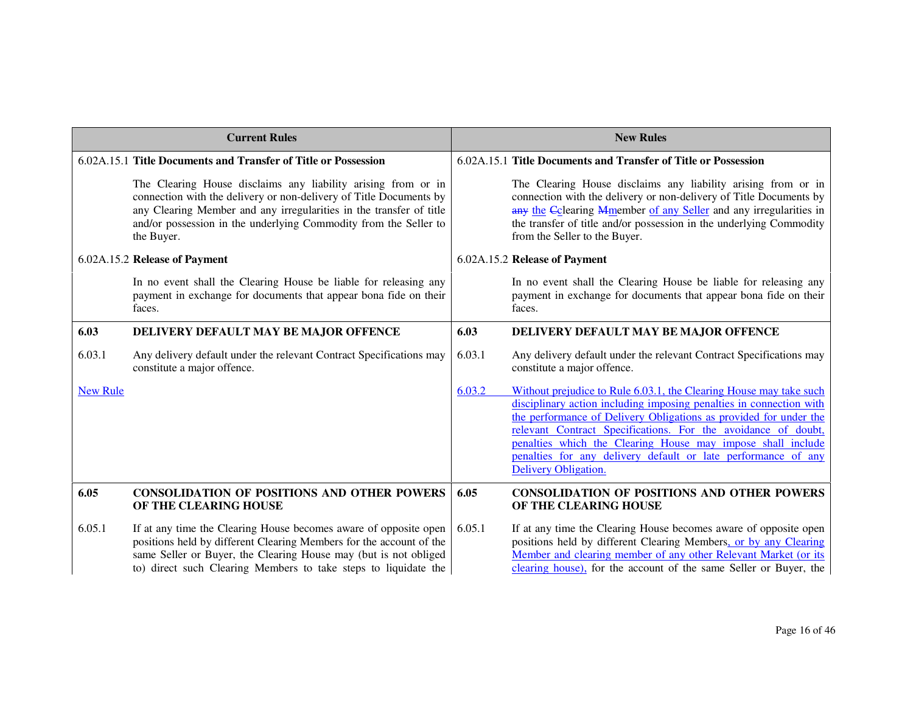| Current Rules | New Rules |
|---|---|
| 6.02A.15.1 **Title Documents and Transfer of Title or Possession** | 6.02A.15.1 **Title Documents and Transfer of Title or Possession** |
| The Clearing House disclaims any liability arising from or in connection with the delivery or non-delivery of Title Documents by any Clearing Member and any irregularities in the transfer of title and/or possession in the underlying Commodity from the Seller to the Buyer. | The Clearing House disclaims any liability arising from or in connection with the delivery or non-delivery of Title Documents by ~~any~~ the ~~C~~clearing ~~M~~member of any Seller and any irregularities in the transfer of title and/or possession in the underlying Commodity from the Seller to the Buyer. |
| 6.02A.15.2 **Release of Payment** | 6.02A.15.2 **Release of Payment** |
| In no event shall the Clearing House be liable for releasing any payment in exchange for documents that appear bona fide on their faces. | In no event shall the Clearing House be liable for releasing any payment in exchange for documents that appear bona fide on their faces. |
| **6.03 DELIVERY DEFAULT MAY BE MAJOR OFFENCE** | **6.03 DELIVERY DEFAULT MAY BE MAJOR OFFENCE** |
| 6.03.1 Any delivery default under the relevant Contract Specifications may constitute a major offence. | 6.03.1 Any delivery default under the relevant Contract Specifications may constitute a major offence. |
| New Rule | 6.03.2 Without prejudice to Rule 6.03.1, the Clearing House may take such disciplinary action including imposing penalties in connection with the performance of Delivery Obligations as provided for under the relevant Contract Specifications. For the avoidance of doubt, penalties which the Clearing House may impose shall include penalties for any delivery default or late performance of any Delivery Obligation. |
| **6.05 CONSOLIDATION OF POSITIONS AND OTHER POWERS OF THE CLEARING HOUSE** | **6.05 CONSOLIDATION OF POSITIONS AND OTHER POWERS OF THE CLEARING HOUSE** |
| 6.05.1 If at any time the Clearing House becomes aware of opposite open positions held by different Clearing Members for the account of the same Seller or Buyer, the Clearing House may (but is not obliged to) direct such Clearing Members to take steps to liquidate the | 6.05.1 If at any time the Clearing House becomes aware of opposite open positions held by different Clearing Members, or by any Clearing Member and clearing member of any other Relevant Market (or its clearing house), for the account of the same Seller or Buyer, the |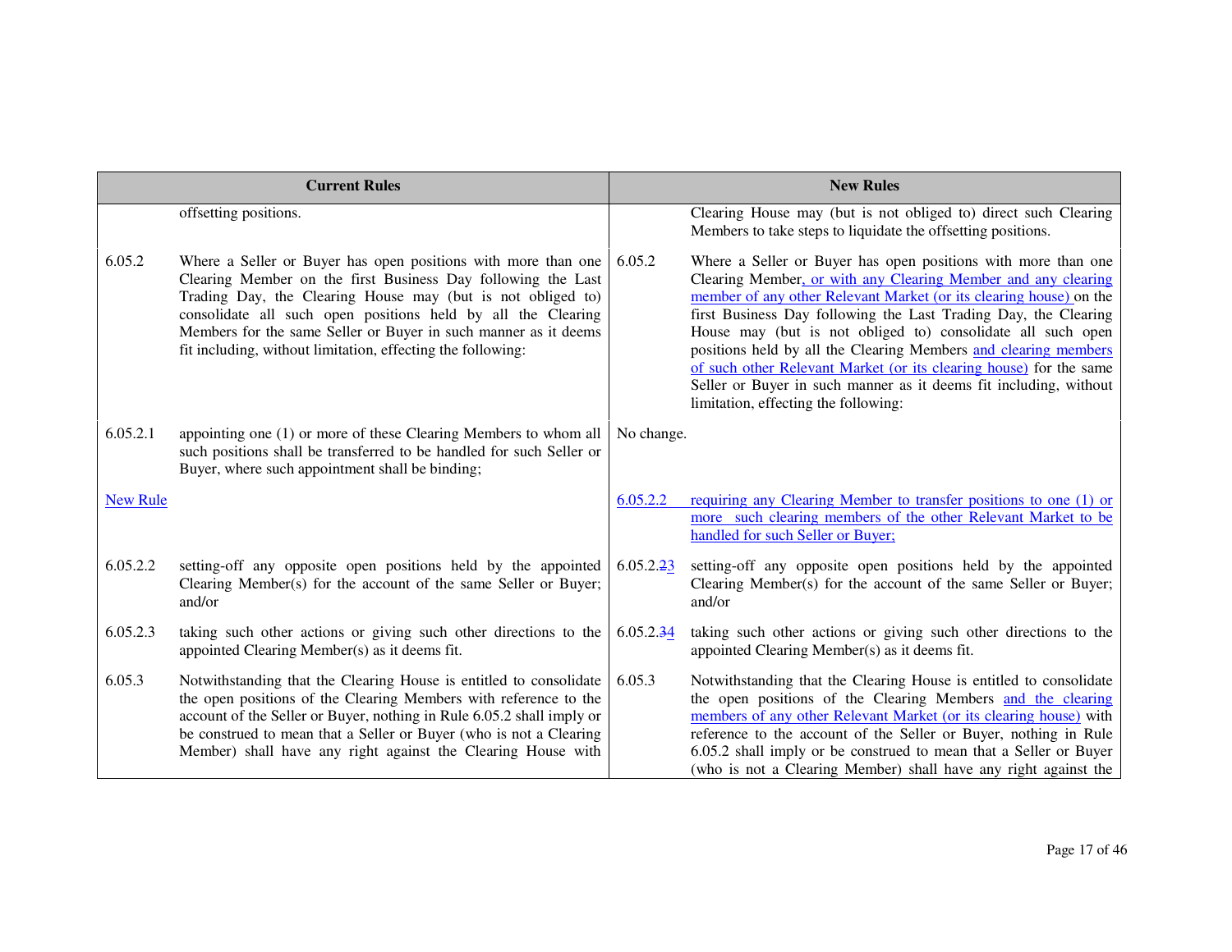| Current Rules | | New Rules | |
|---|---|---|---|
| | offsetting positions. | | Clearing House may (but is not obliged to) direct such Clearing Members to take steps to liquidate the offsetting positions. |
| 6.05.2 | Where a Seller or Buyer has open positions with more than one Clearing Member on the first Business Day following the Last Trading Day, the Clearing House may (but is not obliged to) consolidate all such open positions held by all the Clearing Members for the same Seller or Buyer in such manner as it deems fit including, without limitation, effecting the following: | 6.05.2 | Where a Seller or Buyer has open positions with more than one Clearing Member, or with any Clearing Member and any clearing member of any other Relevant Market (or its clearing house) on the first Business Day following the Last Trading Day, the Clearing House may (but is not obliged to) consolidate all such open positions held by all the Clearing Members and clearing members of such other Relevant Market (or its clearing house) for the same Seller or Buyer in such manner as it deems fit including, without limitation, effecting the following: |
| 6.05.2.1 | appointing one (1) or more of these Clearing Members to whom all such positions shall be transferred to be handled for such Seller or Buyer, where such appointment shall be binding; | No change. | |
| New Rule | | 6.05.2.2 | requiring any Clearing Member to transfer positions to one (1) or more such clearing members of the other Relevant Market to be handled for such Seller or Buyer; |
| 6.05.2.2 | setting-off any opposite open positions held by the appointed Clearing Member(s) for the account of the same Seller or Buyer; and/or | 6.05.2.~~2~~3 | setting-off any opposite open positions held by the appointed Clearing Member(s) for the account of the same Seller or Buyer; and/or |
| 6.05.2.3 | taking such other actions or giving such other directions to the appointed Clearing Member(s) as it deems fit. | 6.05.2.~~3~~4 | taking such other actions or giving such other directions to the appointed Clearing Member(s) as it deems fit. |
| 6.05.3 | Notwithstanding that the Clearing House is entitled to consolidate the open positions of the Clearing Members with reference to the account of the Seller or Buyer, nothing in Rule 6.05.2 shall imply or be construed to mean that a Seller or Buyer (who is not a Clearing Member) shall have any right against the Clearing House with | 6.05.3 | Notwithstanding that the Clearing House is entitled to consolidate the open positions of the Clearing Members and the clearing members of any other Relevant Market (or its clearing house) with reference to the account of the Seller or Buyer, nothing in Rule 6.05.2 shall imply or be construed to mean that a Seller or Buyer (who is not a Clearing Member) shall have any right against the |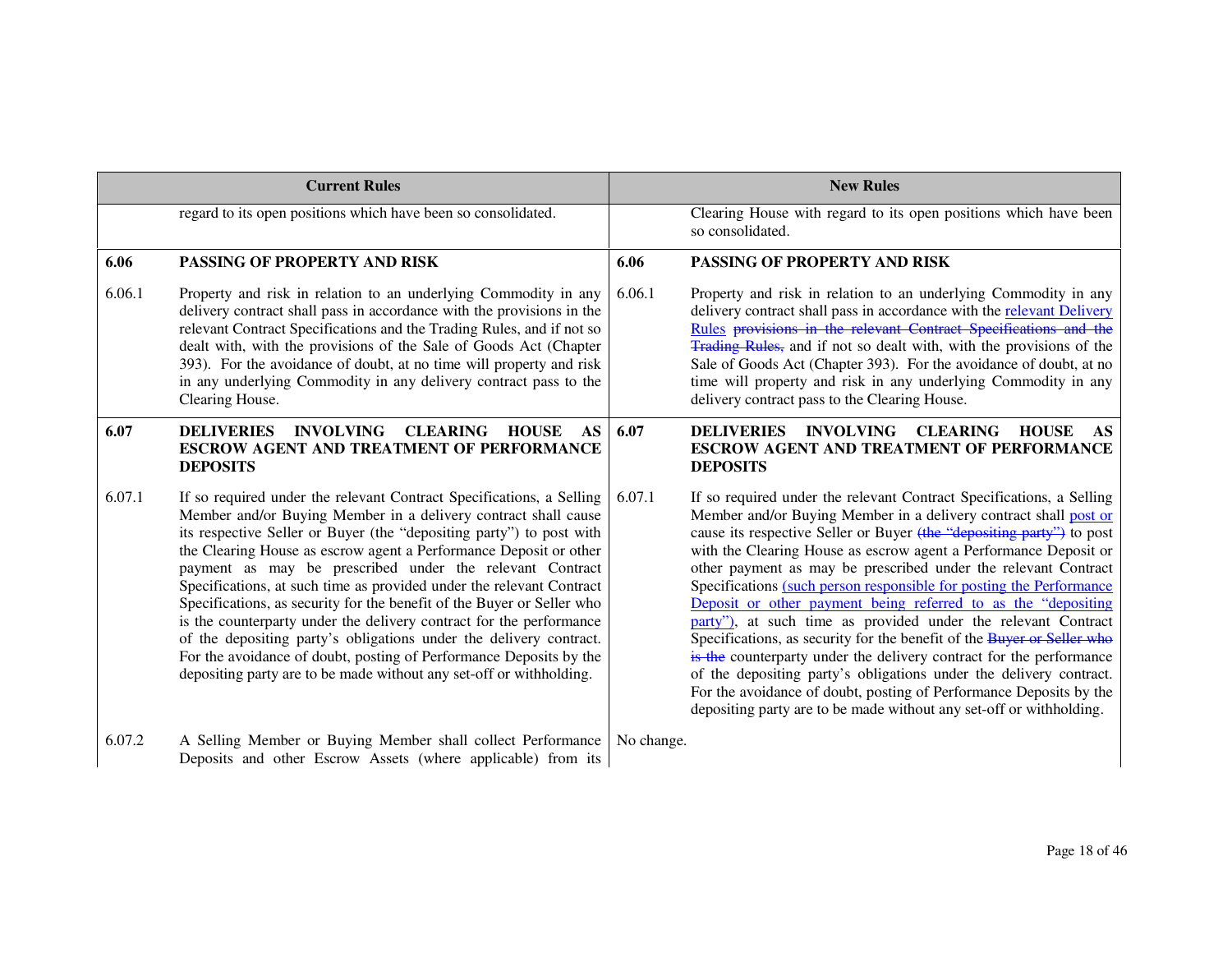| | Current Rules | | New Rules |
|---|---|---|---|
| | regard to its open positions which have been so consolidated. | | Clearing House with regard to its open positions which have been so consolidated. |
| **6.06** | **PASSING OF PROPERTY AND RISK** | **6.06** | **PASSING OF PROPERTY AND RISK** |
| 6.06.1 | Property and risk in relation to an underlying Commodity in any delivery contract shall pass in accordance with the provisions in the relevant Contract Specifications and the Trading Rules, and if not so dealt with, with the provisions of the Sale of Goods Act (Chapter 393). For the avoidance of doubt, at no time will property and risk in any underlying Commodity in any delivery contract pass to the Clearing House. | 6.06.1 | Property and risk in relation to an underlying Commodity in any delivery contract shall pass in accordance with the <u>relevant Delivery Rules</u> ~~provisions in the relevant Contract Specifications and the Trading Rules,~~ and if not so dealt with, with the provisions of the Sale of Goods Act (Chapter 393). For the avoidance of doubt, at no time will property and risk in any underlying Commodity in any delivery contract pass to the Clearing House. |
| **6.07** | **DELIVERIES INVOLVING CLEARING HOUSE AS ESCROW AGENT AND TREATMENT OF PERFORMANCE DEPOSITS** | **6.07** | **DELIVERIES INVOLVING CLEARING HOUSE AS ESCROW AGENT AND TREATMENT OF PERFORMANCE DEPOSITS** |
| 6.07.1 | If so required under the relevant Contract Specifications, a Selling Member and/or Buying Member in a delivery contract shall cause its respective Seller or Buyer (the "depositing party") to post with the Clearing House as escrow agent a Performance Deposit or other payment as may be prescribed under the relevant Contract Specifications, at such time as provided under the relevant Contract Specifications, as security for the benefit of the Buyer or Seller who is the counterparty under the delivery contract for the performance of the depositing party's obligations under the delivery contract. For the avoidance of doubt, posting of Performance Deposits by the depositing party are to be made without any set-off or withholding. | 6.07.1 | If so required under the relevant Contract Specifications, a Selling Member and/or Buying Member in a delivery contract shall <u>post or</u> cause its respective Seller or Buyer ~~(the "depositing party")~~ to post with the Clearing House as escrow agent a Performance Deposit or other payment as may be prescribed under the relevant Contract Specifications <u>(such person responsible for posting the Performance Deposit or other payment being referred to as the "depositing party")</u>, at such time as provided under the relevant Contract Specifications, as security for the benefit of the ~~Buyer or Seller who is the~~ counterparty under the delivery contract for the performance of the depositing party's obligations under the delivery contract. For the avoidance of doubt, posting of Performance Deposits by the depositing party are to be made without any set-off or withholding. |
| 6.07.2 | A Selling Member or Buying Member shall collect Performance Deposits and other Escrow Assets (where applicable) from its | No change. | |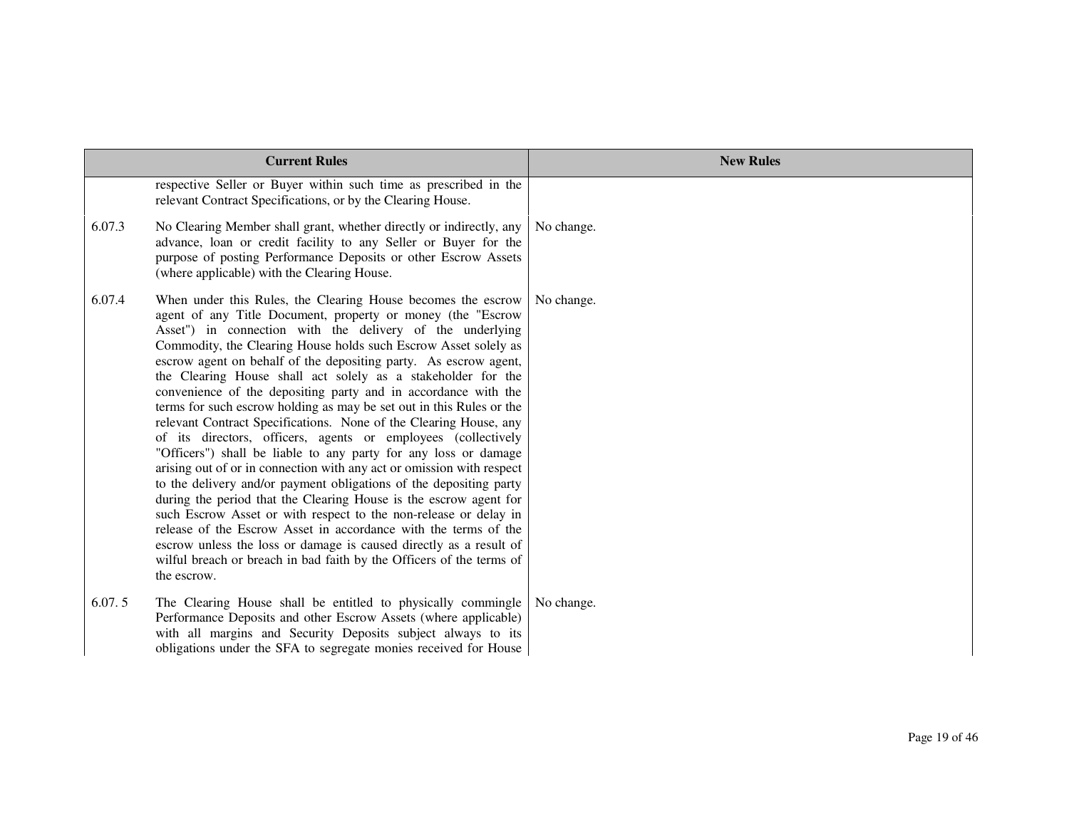| Current Rules | | New Rules |
|---|---|---|
| | respective Seller or Buyer within such time as prescribed in the relevant Contract Specifications, or by the Clearing House. | |
| 6.07.3 | No Clearing Member shall grant, whether directly or indirectly, any advance, loan or credit facility to any Seller or Buyer for the purpose of posting Performance Deposits or other Escrow Assets (where applicable) with the Clearing House. | No change. |
| 6.07.4 | When under this Rules, the Clearing House becomes the escrow agent of any Title Document, property or money (the "Escrow Asset") in connection with the delivery of the underlying Commodity, the Clearing House holds such Escrow Asset solely as escrow agent on behalf of the depositing party. As escrow agent, the Clearing House shall act solely as a stakeholder for the convenience of the depositing party and in accordance with the terms for such escrow holding as may be set out in this Rules or the relevant Contract Specifications. None of the Clearing House, any of its directors, officers, agents or employees (collectively "Officers") shall be liable to any party for any loss or damage arising out of or in connection with any act or omission with respect to the delivery and/or payment obligations of the depositing party during the period that the Clearing House is the escrow agent for such Escrow Asset or with respect to the non-release or delay in release of the Escrow Asset in accordance with the terms of the escrow unless the loss or damage is caused directly as a result of wilful breach or breach in bad faith by the Officers of the terms of the escrow. | No change. |
| 6.07. 5 | The Clearing House shall be entitled to physically commingle Performance Deposits and other Escrow Assets (where applicable) with all margins and Security Deposits subject always to its obligations under the SFA to segregate monies received for House | No change. |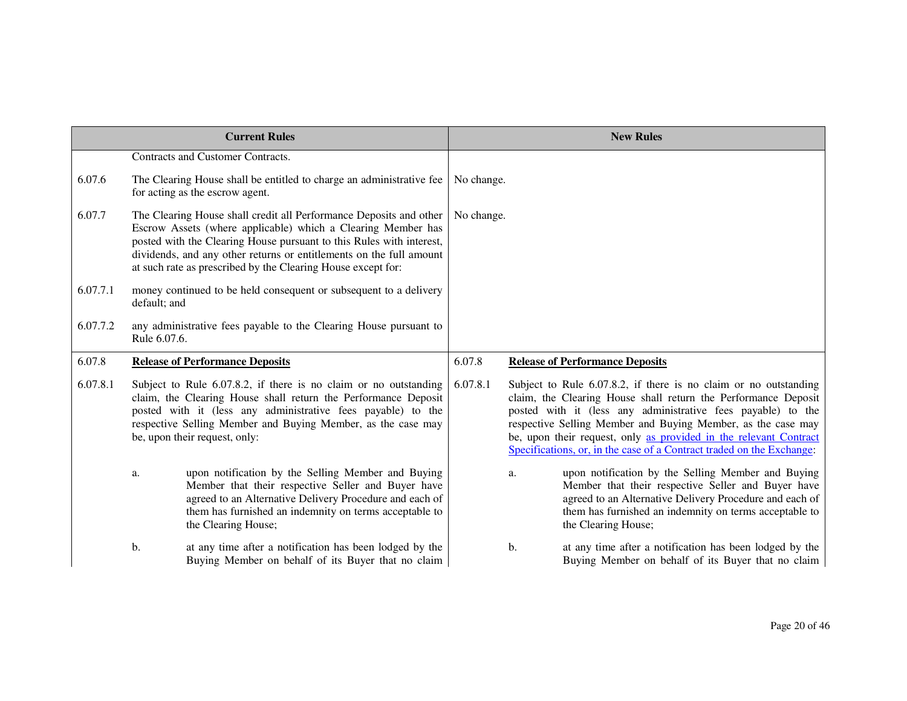| Current Rules | | New Rules | |
|---|---|---|---|
| | Contracts and Customer Contracts. | | |
| 6.07.6 | The Clearing House shall be entitled to charge an administrative fee for acting as the escrow agent. | No change. | |
| 6.07.7 | The Clearing House shall credit all Performance Deposits and other Escrow Assets (where applicable) which a Clearing Member has posted with the Clearing House pursuant to this Rules with interest, dividends, and any other returns or entitlements on the full amount at such rate as prescribed by the Clearing House except for: | No change. | |
| 6.07.7.1 | money continued to be held consequent or subsequent to a delivery default; and | | |
| 6.07.7.2 | any administrative fees payable to the Clearing House pursuant to Rule 6.07.6. | | |
| 6.07.8 | **Release of Performance Deposits** | 6.07.8 | **Release of Performance Deposits** |
| 6.07.8.1 | Subject to Rule 6.07.8.2, if there is no claim or no outstanding claim, the Clearing House shall return the Performance Deposit posted with it (less any administrative fees payable) to the respective Selling Member and Buying Member, as the case may be, upon their request, only: | 6.07.8.1 | Subject to Rule 6.07.8.2, if there is no claim or no outstanding claim, the Clearing House shall return the Performance Deposit posted with it (less any administrative fees payable) to the respective Selling Member and Buying Member, as the case may be, upon their request, only as provided in the relevant Contract Specifications, or, in the case of a Contract traded on the Exchange: |
| | a. upon notification by the Selling Member and Buying Member that their respective Seller and Buyer have agreed to an Alternative Delivery Procedure and each of them has furnished an indemnity on terms acceptable to the Clearing House; | | a. upon notification by the Selling Member and Buying Member that their respective Seller and Buyer have agreed to an Alternative Delivery Procedure and each of them has furnished an indemnity on terms acceptable to the Clearing House; |
| | b. at any time after a notification has been lodged by the Buying Member on behalf of its Buyer that no claim | | b. at any time after a notification has been lodged by the Buying Member on behalf of its Buyer that no claim |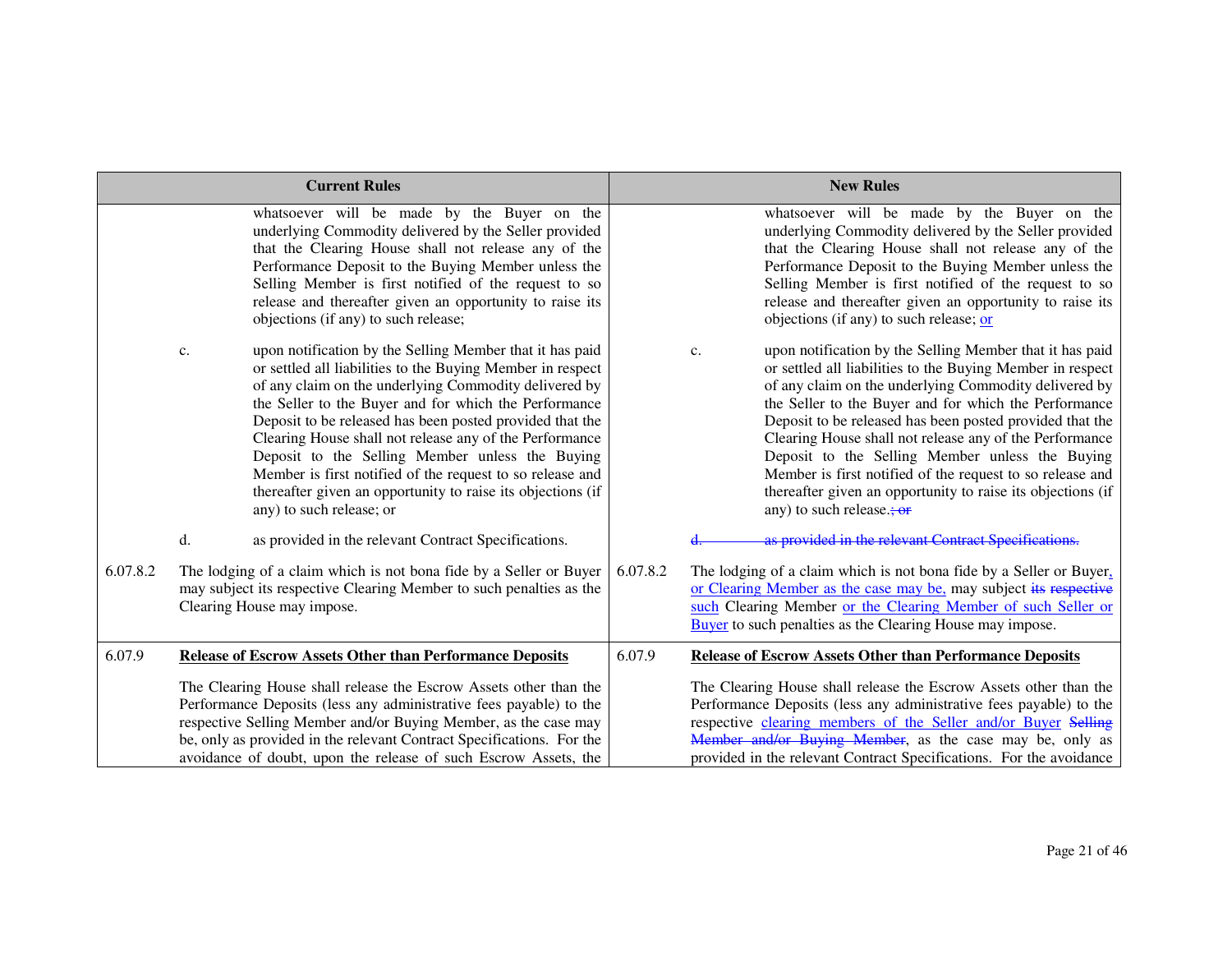| Current Rules | | New Rules | |
|---|---|---|---|
| | whatsoever will be made by the Buyer on the underlying Commodity delivered by the Seller provided that the Clearing House shall not release any of the Performance Deposit to the Buying Member unless the Selling Member is first notified of the request to so release and thereafter given an opportunity to raise its objections (if any) to such release; | | whatsoever will be made by the Buyer on the underlying Commodity delivered by the Seller provided that the Clearing House shall not release any of the Performance Deposit to the Buying Member unless the Selling Member is first notified of the request to so release and thereafter given an opportunity to raise its objections (if any) to such release; <u>or</u> |
| | c. upon notification by the Selling Member that it has paid or settled all liabilities to the Buying Member in respect of any claim on the underlying Commodity delivered by the Seller to the Buyer and for which the Performance Deposit to be released has been posted provided that the Clearing House shall not release any of the Performance Deposit to the Selling Member unless the Buying Member is first notified of the request to so release and thereafter given an opportunity to raise its objections (if any) to such release; or | | c. upon notification by the Selling Member that it has paid or settled all liabilities to the Buying Member in respect of any claim on the underlying Commodity delivered by the Seller to the Buyer and for which the Performance Deposit to be released has been posted provided that the Clearing House shall not release any of the Performance Deposit to the Selling Member unless the Buying Member is first notified of the request to so release and thereafter given an opportunity to raise its objections (if any) to such release.~~; or~~ |
| | d. as provided in the relevant Contract Specifications. | | ~~d. as provided in the relevant Contract Specifications.~~ |
| 6.07.8.2 | The lodging of a claim which is not bona fide by a Seller or Buyer may subject its respective Clearing Member to such penalties as the Clearing House may impose. | 6.07.8.2 | The lodging of a claim which is not bona fide by a Seller or Buyer<u>, or Clearing Member as the case may be,</u> may subject ~~its respective~~ <u>such</u> Clearing Member <u>or the Clearing Member of such Seller or Buyer</u> to such penalties as the Clearing House may impose. |
| 6.07.9 | **<u>Release of Escrow Assets Other than Performance Deposits</u>**<br><br>The Clearing House shall release the Escrow Assets other than the Performance Deposits (less any administrative fees payable) to the respective Selling Member and/or Buying Member, as the case may be, only as provided in the relevant Contract Specifications. For the avoidance of doubt, upon the release of such Escrow Assets, the | 6.07.9 | **<u>Release of Escrow Assets Other than Performance Deposits</u>**<br><br>The Clearing House shall release the Escrow Assets other than the Performance Deposits (less any administrative fees payable) to the respective <u>clearing members of the Seller and/or Buyer</u> ~~Selling Member and/or Buying Member~~, as the case may be, only as provided in the relevant Contract Specifications. For the avoidance |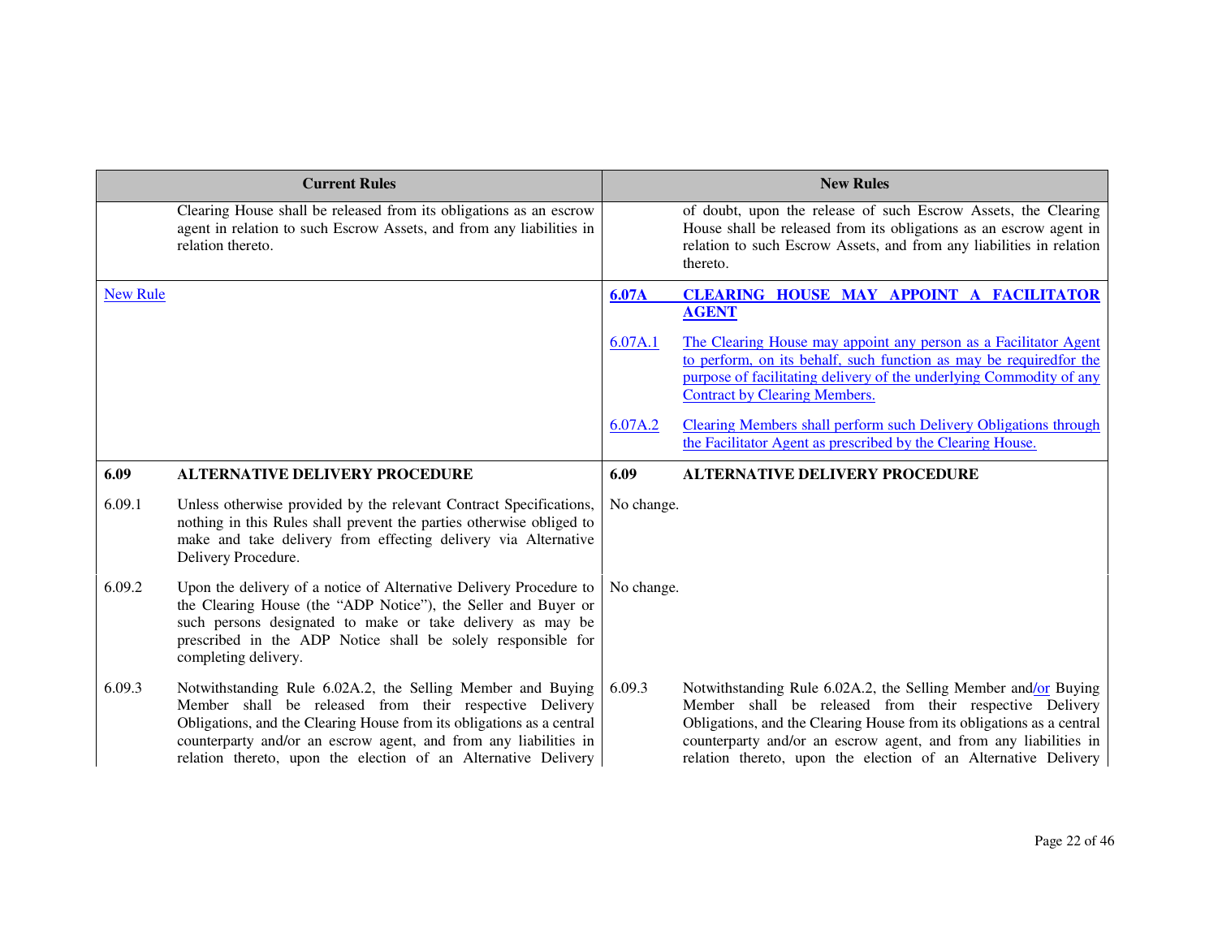| Current Rules | | New Rules | |
|---|---|---|---|
| | Clearing House shall be released from its obligations as an escrow agent in relation to such Escrow Assets, and from any liabilities in relation thereto. | | of doubt, upon the release of such Escrow Assets, the Clearing House shall be released from its obligations as an escrow agent in relation to such Escrow Assets, and from any liabilities in relation thereto. |
| New Rule | | **6.07A** | **CLEARING HOUSE MAY APPOINT A FACILITATOR AGENT** |
| | | 6.07A.1 | The Clearing House may appoint any person as a Facilitator Agent to perform, on its behalf, such function as may be requiredfor the purpose of facilitating delivery of the underlying Commodity of any Contract by Clearing Members. |
| | | 6.07A.2 | Clearing Members shall perform such Delivery Obligations through the Facilitator Agent as prescribed by the Clearing House. |
| **6.09** | **ALTERNATIVE DELIVERY PROCEDURE** | **6.09** | **ALTERNATIVE DELIVERY PROCEDURE** |
| 6.09.1 | Unless otherwise provided by the relevant Contract Specifications, nothing in this Rules shall prevent the parties otherwise obliged to make and take delivery from effecting delivery via Alternative Delivery Procedure. | No change. | |
| 6.09.2 | Upon the delivery of a notice of Alternative Delivery Procedure to the Clearing House (the "ADP Notice"), the Seller and Buyer or such persons designated to make or take delivery as may be prescribed in the ADP Notice shall be solely responsible for completing delivery. | No change. | |
| 6.09.3 | Notwithstanding Rule 6.02A.2, the Selling Member and Buying Member shall be released from their respective Delivery Obligations, and the Clearing House from its obligations as a central counterparty and/or an escrow agent, and from any liabilities in relation thereto, upon the election of an Alternative Delivery | 6.09.3 | Notwithstanding Rule 6.02A.2, the Selling Member and/or Buying Member shall be released from their respective Delivery Obligations, and the Clearing House from its obligations as a central counterparty and/or an escrow agent, and from any liabilities in relation thereto, upon the election of an Alternative Delivery |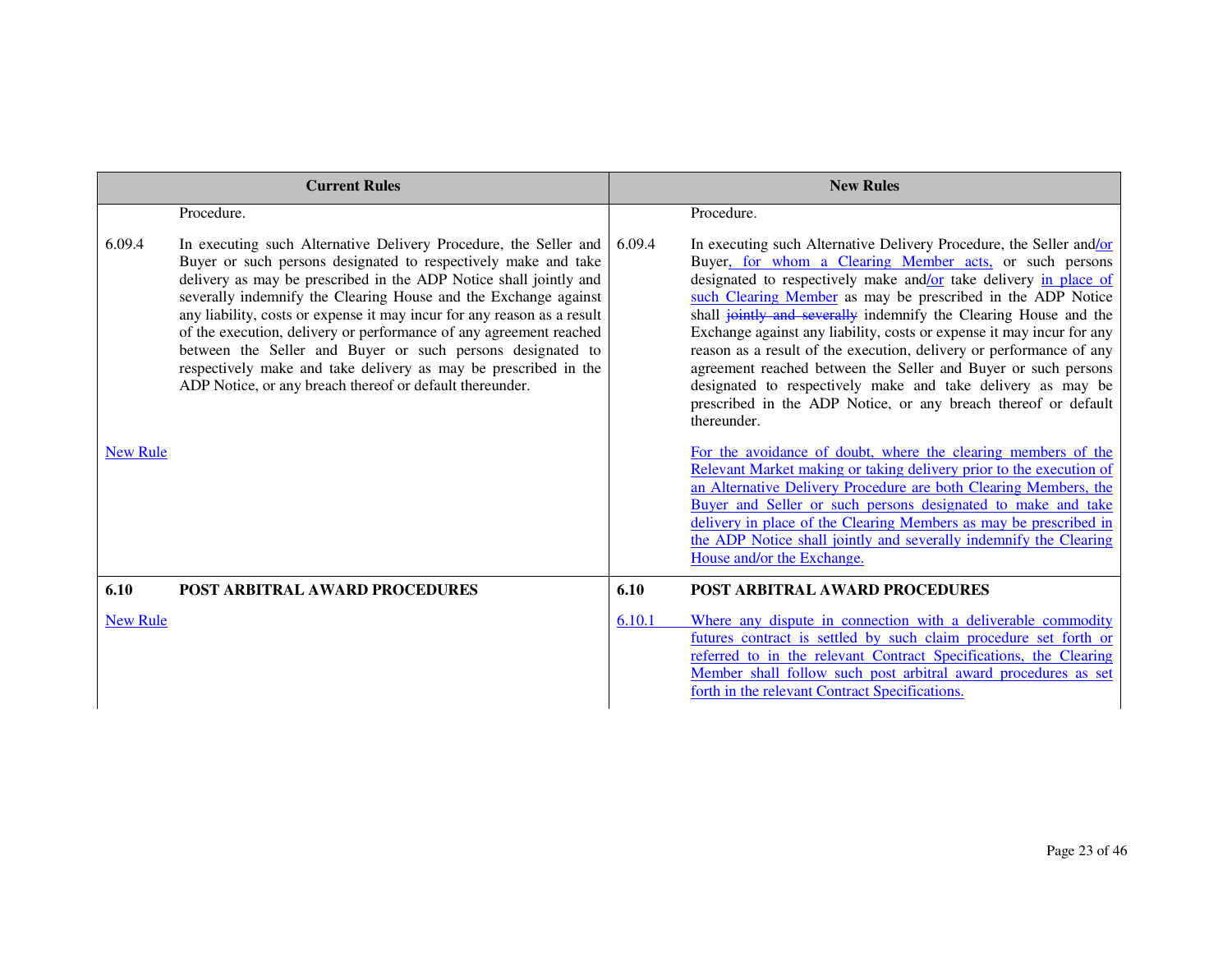| Current Rules | | New Rules | |
|---|---|---|---|
| | Procedure. | | Procedure. |
| 6.09.4 | In executing such Alternative Delivery Procedure, the Seller and Buyer or such persons designated to respectively make and take delivery as may be prescribed in the ADP Notice shall jointly and severally indemnify the Clearing House and the Exchange against any liability, costs or expense it may incur for any reason as a result of the execution, delivery or performance of any agreement reached between the Seller and Buyer or such persons designated to respectively make and take delivery as may be prescribed in the ADP Notice, or any breach thereof or default thereunder. | 6.09.4 | In executing such Alternative Delivery Procedure, the Seller and/or Buyer, for whom a Clearing Member acts, or such persons designated to respectively make and/or take delivery in place of such Clearing Member as may be prescribed in the ADP Notice shall ~~jointly and severally~~ indemnify the Clearing House and the Exchange against any liability, costs or expense it may incur for any reason as a result of the execution, delivery or performance of any agreement reached between the Seller and Buyer or such persons designated to respectively make and take delivery as may be prescribed in the ADP Notice, or any breach thereof or default thereunder. |
| New Rule | | | For the avoidance of doubt, where the clearing members of the Relevant Market making or taking delivery prior to the execution of an Alternative Delivery Procedure are both Clearing Members, the Buyer and Seller or such persons designated to make and take delivery in place of the Clearing Members as may be prescribed in the ADP Notice shall jointly and severally indemnify the Clearing House and/or the Exchange. |
| **6.10** | **POST ARBITRAL AWARD PROCEDURES** | **6.10** | **POST ARBITRAL AWARD PROCEDURES** |
| New Rule | | 6.10.1 | Where any dispute in connection with a deliverable commodity futures contract is settled by such claim procedure set forth or referred to in the relevant Contract Specifications, the Clearing Member shall follow such post arbitral award procedures as set forth in the relevant Contract Specifications. |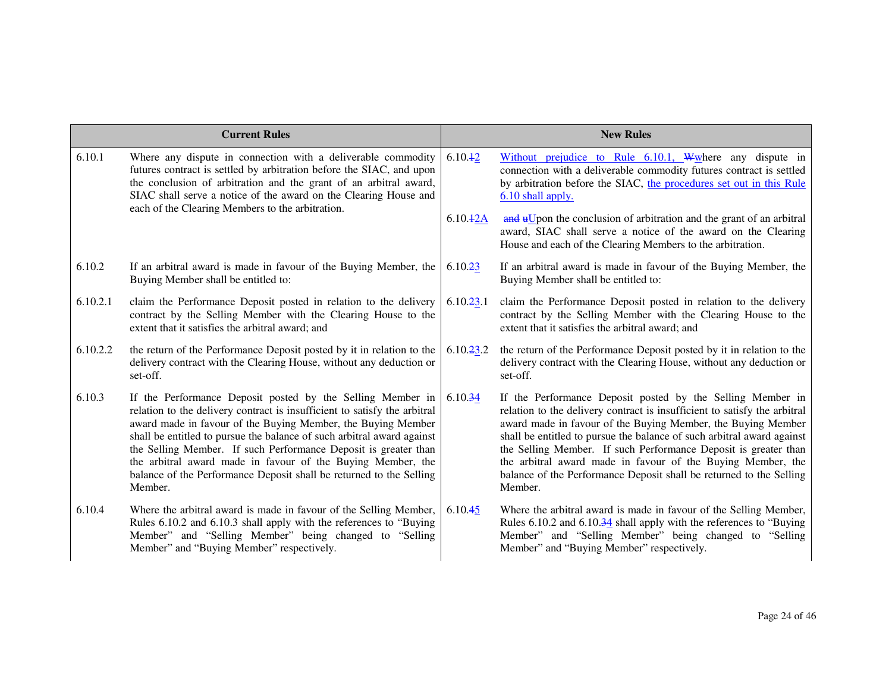| Current Rules | | New Rules | |
|---|---|---|---|
| 6.10.1 | Where any dispute in connection with a deliverable commodity futures contract is settled by arbitration before the SIAC, and upon the conclusion of arbitration and the grant of an arbitral award, SIAC shall serve a notice of the award on the Clearing House and each of the Clearing Members to the arbitration. | 6.10.~~1~~2 | Without prejudice to Rule 6.10.1, ~~W~~where any dispute in connection with a deliverable commodity futures contract is settled by arbitration before the SIAC, the procedures set out in this Rule 6.10 shall apply. |
| | | 6.10.~~1~~2A | ~~and u~~Upon the conclusion of arbitration and the grant of an arbitral award, SIAC shall serve a notice of the award on the Clearing House and each of the Clearing Members to the arbitration. |
| 6.10.2 | If an arbitral award is made in favour of the Buying Member, the Buying Member shall be entitled to: | 6.10.~~2~~3 | If an arbitral award is made in favour of the Buying Member, the Buying Member shall be entitled to: |
| 6.10.2.1 | claim the Performance Deposit posted in relation to the delivery contract by the Selling Member with the Clearing House to the extent that it satisfies the arbitral award; and | 6.10.~~2~~3.1 | claim the Performance Deposit posted in relation to the delivery contract by the Selling Member with the Clearing House to the extent that it satisfies the arbitral award; and |
| 6.10.2.2 | the return of the Performance Deposit posted by it in relation to the delivery contract with the Clearing House, without any deduction or set-off. | 6.10.~~2~~3.2 | the return of the Performance Deposit posted by it in relation to the delivery contract with the Clearing House, without any deduction or set-off. |
| 6.10.3 | If the Performance Deposit posted by the Selling Member in relation to the delivery contract is insufficient to satisfy the arbitral award made in favour of the Buying Member, the Buying Member shall be entitled to pursue the balance of such arbitral award against the Selling Member. If such Performance Deposit is greater than the arbitral award made in favour of the Buying Member, the balance of the Performance Deposit shall be returned to the Selling Member. | 6.10.~~3~~4 | If the Performance Deposit posted by the Selling Member in relation to the delivery contract is insufficient to satisfy the arbitral award made in favour of the Buying Member, the Buying Member shall be entitled to pursue the balance of such arbitral award against the Selling Member. If such Performance Deposit is greater than the arbitral award made in favour of the Buying Member, the balance of the Performance Deposit shall be returned to the Selling Member. |
| 6.10.4 | Where the arbitral award is made in favour of the Selling Member, Rules 6.10.2 and 6.10.3 shall apply with the references to "Buying Member" and "Selling Member" being changed to "Selling Member" and "Buying Member" respectively. | 6.10.~~4~~5 | Where the arbitral award is made in favour of the Selling Member, Rules 6.10.2 and 6.10.~~3~~4 shall apply with the references to "Buying Member" and "Selling Member" being changed to "Selling Member" and "Buying Member" respectively. |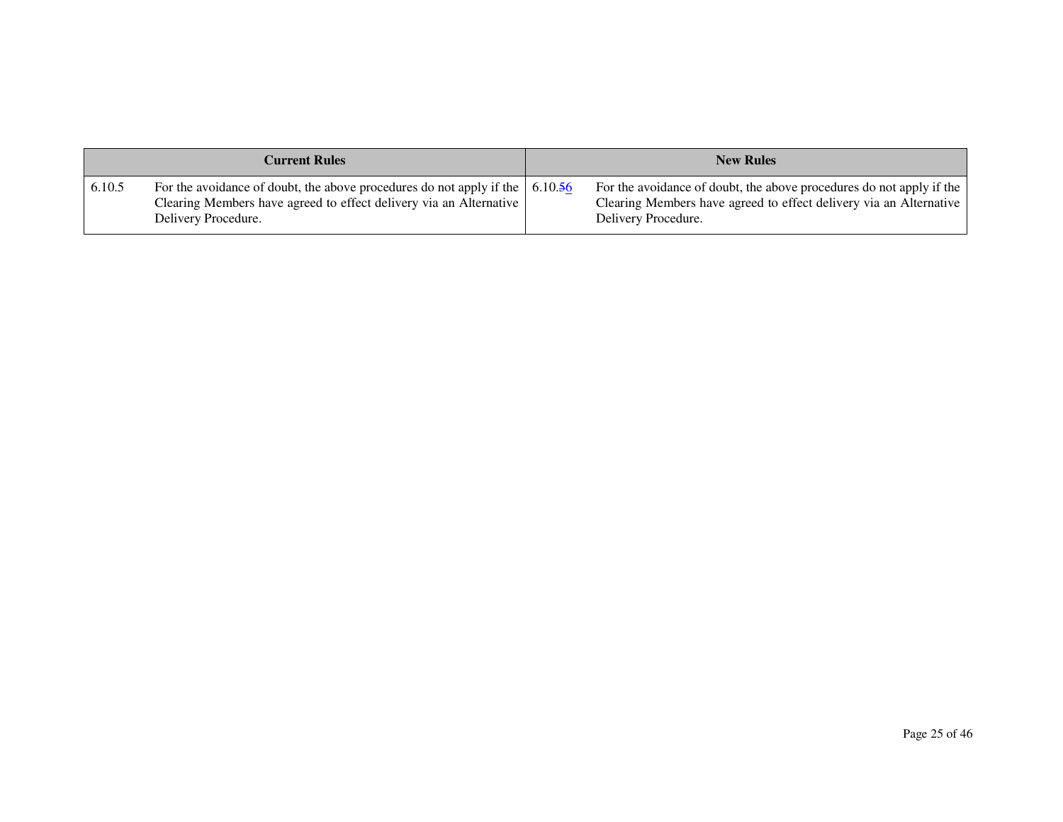| Current Rules | | New Rules | |
|---|---|---|---|
| 6.10.5 | For the avoidance of doubt, the above procedures do not apply if the Clearing Members have agreed to effect delivery via an Alternative Delivery Procedure. | 6.10.~~5~~6 | For the avoidance of doubt, the above procedures do not apply if the Clearing Members have agreed to effect delivery via an Alternative Delivery Procedure. |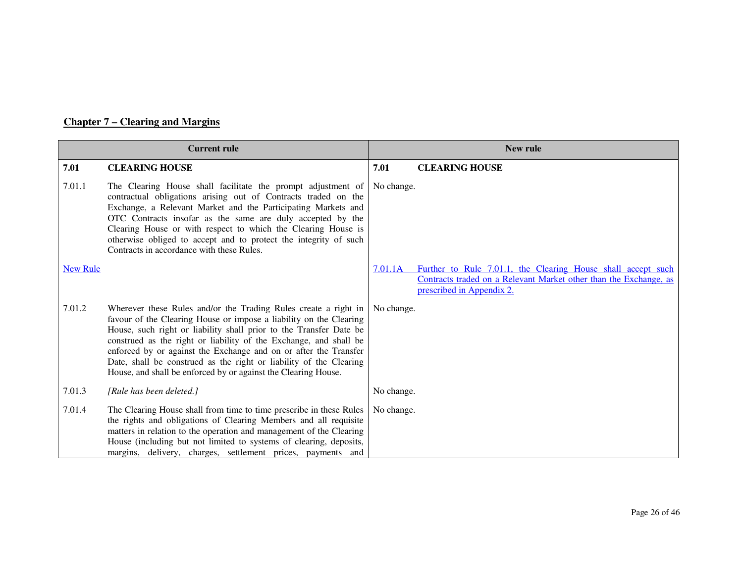## Chapter 7 – Clearing and Margins

| Current rule | | New rule | |
|---|---|---|---|
| **7.01** | **CLEARING HOUSE** | **7.01** | **CLEARING HOUSE** |
| 7.01.1 | The Clearing House shall facilitate the prompt adjustment of contractual obligations arising out of Contracts traded on the Exchange, a Relevant Market and the Participating Markets and OTC Contracts insofar as the same are duly accepted by the Clearing House or with respect to which the Clearing House is otherwise obliged to accept and to protect the integrity of such Contracts in accordance with these Rules. | No change. | |
| New Rule | | 7.01.1A | Further to Rule 7.01.1, the Clearing House shall accept such Contracts traded on a Relevant Market other than the Exchange, as prescribed in Appendix 2. |
| 7.01.2 | Wherever these Rules and/or the Trading Rules create a right in favour of the Clearing House or impose a liability on the Clearing House, such right or liability shall prior to the Transfer Date be construed as the right or liability of the Exchange, and shall be enforced by or against the Exchange and on or after the Transfer Date, shall be construed as the right or liability of the Clearing House, and shall be enforced by or against the Clearing House. | No change. | |
| 7.01.3 | *[Rule has been deleted.]* | No change. | |
| 7.01.4 | The Clearing House shall from time to time prescribe in these Rules the rights and obligations of Clearing Members and all requisite matters in relation to the operation and management of the Clearing House (including but not limited to systems of clearing, deposits, margins, delivery, charges, settlement prices, payments and | No change. | |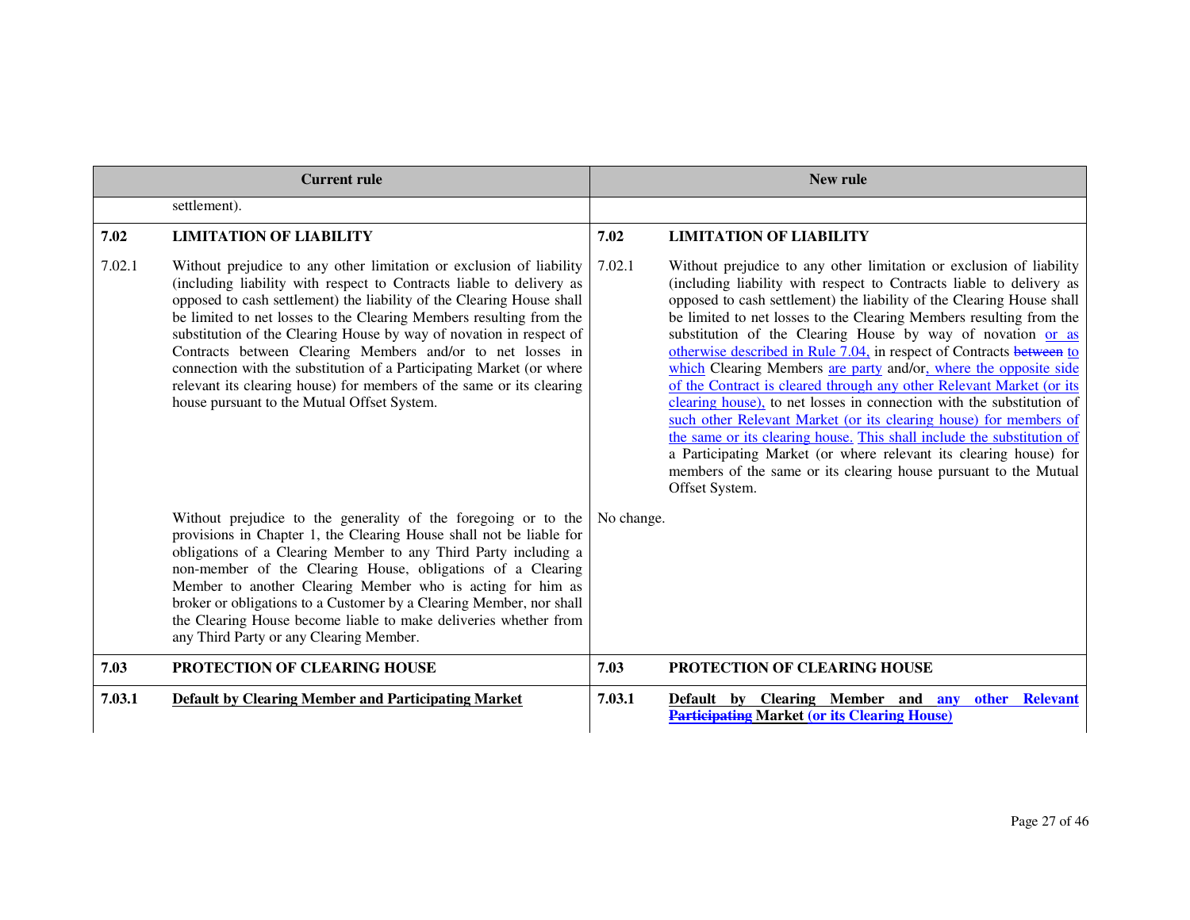| Current rule | | New rule | |
|---|---|---|---|
| | settlement). | | |
| **7.02** | **LIMITATION OF LIABILITY** | **7.02** | **LIMITATION OF LIABILITY** |
| 7.02.1 | Without prejudice to any other limitation or exclusion of liability (including liability with respect to Contracts liable to delivery as opposed to cash settlement) the liability of the Clearing House shall be limited to net losses to the Clearing Members resulting from the substitution of the Clearing House by way of novation in respect of Contracts between Clearing Members and/or to net losses in connection with the substitution of a Participating Market (or where relevant its clearing house) for members of the same or its clearing house pursuant to the Mutual Offset System. | 7.02.1 | Without prejudice to any other limitation or exclusion of liability (including liability with respect to Contracts liable to delivery as opposed to cash settlement) the liability of the Clearing House shall be limited to net losses to the Clearing Members resulting from the substitution of the Clearing House by way of novation or as otherwise described in Rule 7.04, in respect of Contracts ~~between~~ to which Clearing Members are party and/or, where the opposite side of the Contract is cleared through any other Relevant Market (or its clearing house), to net losses in connection with the substitution of such other Relevant Market (or its clearing house) for members of the same or its clearing house. This shall include the substitution of a Participating Market (or where relevant its clearing house) for members of the same or its clearing house pursuant to the Mutual Offset System. |
| | Without prejudice to the generality of the foregoing or to the provisions in Chapter 1, the Clearing House shall not be liable for obligations of a Clearing Member to any Third Party including a non-member of the Clearing House, obligations of a Clearing Member to another Clearing Member who is acting for him as broker or obligations to a Customer by a Clearing Member, nor shall the Clearing House become liable to make deliveries whether from any Third Party or any Clearing Member. | No change. | |
| **7.03** | **PROTECTION OF CLEARING HOUSE** | **7.03** | **PROTECTION OF CLEARING HOUSE** |
| **7.03.1** | **Default by Clearing Member and Participating Market** | **7.03.1** | **Default by Clearing Member and any other Relevant ~~Participating~~ Market (or its Clearing House)** |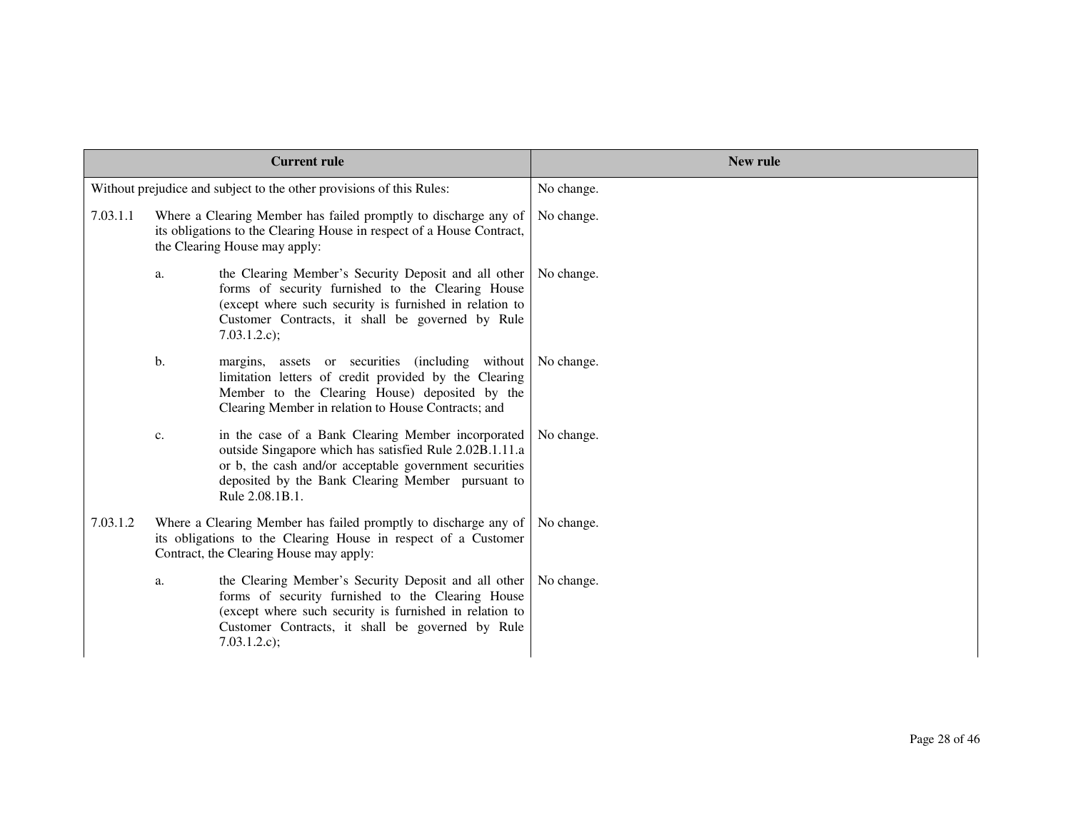| Current rule | New rule |
|---|---|
| Without prejudice and subject to the other provisions of this Rules: | No change. |
| 7.03.1.1 Where a Clearing Member has failed promptly to discharge any of its obligations to the Clearing House in respect of a House Contract, the Clearing House may apply: | No change. |
| a. the Clearing Member's Security Deposit and all other forms of security furnished to the Clearing House (except where such security is furnished in relation to Customer Contracts, it shall be governed by Rule 7.03.1.2.c); | No change. |
| b. margins, assets or securities (including without limitation letters of credit provided by the Clearing Member to the Clearing House) deposited by the Clearing Member in relation to House Contracts; and | No change. |
| c. in the case of a Bank Clearing Member incorporated outside Singapore which has satisfied Rule 2.02B.1.11.a or b, the cash and/or acceptable government securities deposited by the Bank Clearing Member pursuant to Rule 2.08.1B.1. | No change. |
| 7.03.1.2 Where a Clearing Member has failed promptly to discharge any of its obligations to the Clearing House in respect of a Customer Contract, the Clearing House may apply: | No change. |
| a. the Clearing Member's Security Deposit and all other forms of security furnished to the Clearing House (except where such security is furnished in relation to Customer Contracts, it shall be governed by Rule 7.03.1.2.c); | No change. |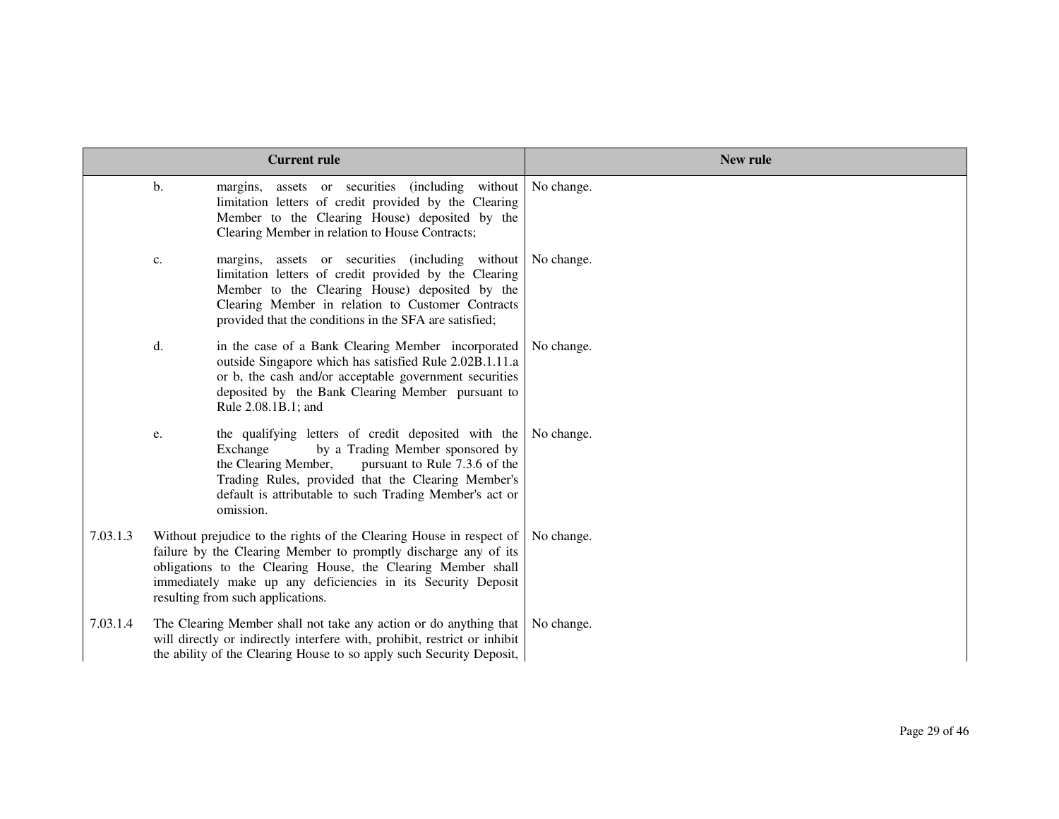| Current rule | | | New rule |
|---|---|---|---|
| | b. | margins, assets or securities (including without limitation letters of credit provided by the Clearing Member to the Clearing House) deposited by the Clearing Member in relation to House Contracts; | No change. |
| | c. | margins, assets or securities (including without limitation letters of credit provided by the Clearing Member to the Clearing House) deposited by the Clearing Member in relation to Customer Contracts provided that the conditions in the SFA are satisfied; | No change. |
| | d. | in the case of a Bank Clearing Member incorporated outside Singapore which has satisfied Rule 2.02B.1.11.a or b, the cash and/or acceptable government securities deposited by the Bank Clearing Member pursuant to Rule 2.08.1B.1; and | No change. |
| | e. | the qualifying letters of credit deposited with the Exchange by a Trading Member sponsored by the Clearing Member, pursuant to Rule 7.3.6 of the Trading Rules, provided that the Clearing Member's default is attributable to such Trading Member's act or omission. | No change. |
| 7.03.1.3 | Without prejudice to the rights of the Clearing House in respect of failure by the Clearing Member to promptly discharge any of its obligations to the Clearing House, the Clearing Member shall immediately make up any deficiencies in its Security Deposit resulting from such applications. | | No change. |
| 7.03.1.4 | The Clearing Member shall not take any action or do anything that will directly or indirectly interfere with, prohibit, restrict or inhibit the ability of the Clearing House to so apply such Security Deposit, | | No change. |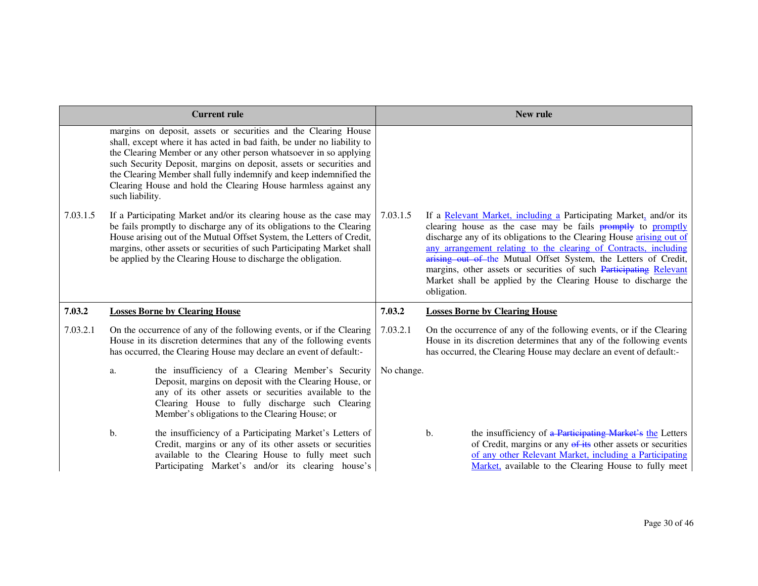| Current rule | | New rule | |
|---|---|---|---|
| | margins on deposit, assets or securities and the Clearing House shall, except where it has acted in bad faith, be under no liability to the Clearing Member or any other person whatsoever in so applying such Security Deposit, margins on deposit, assets or securities and the Clearing Member shall fully indemnify and keep indemnified the Clearing House and hold the Clearing House harmless against any such liability. | | |
| 7.03.1.5 | If a Participating Market and/or its clearing house as the case may be fails promptly to discharge any of its obligations to the Clearing House arising out of the Mutual Offset System, the Letters of Credit, margins, other assets or securities of such Participating Market shall be applied by the Clearing House to discharge the obligation. | 7.03.1.5 | If a <u>Relevant Market, including a</u> Participating Market<u>,</u> and/or its clearing house as the case may be fails ~~promptly~~ to <u>promptly</u> discharge any of its obligations to the Clearing House <u>arising out of any arrangement relating to the clearing of Contracts, including</u> ~~arising out of~~ the Mutual Offset System, the Letters of Credit, margins, other assets or securities of such ~~Participating~~ <u>Relevant</u> Market shall be applied by the Clearing House to discharge the obligation. |
| **7.03.2** | **<u>Losses Borne by Clearing House</u>** | **7.03.2** | **<u>Losses Borne by Clearing House</u>** |
| 7.03.2.1 | On the occurrence of any of the following events, or if the Clearing House in its discretion determines that any of the following events has occurred, the Clearing House may declare an event of default:- | 7.03.2.1 | On the occurrence of any of the following events, or if the Clearing House in its discretion determines that any of the following events has occurred, the Clearing House may declare an event of default:- |
| | a. the insufficiency of a Clearing Member's Security Deposit, margins on deposit with the Clearing House, or any of its other assets or securities available to the Clearing House to fully discharge such Clearing Member's obligations to the Clearing House; or | No change. | |
| | b. the insufficiency of a Participating Market's Letters of Credit, margins or any of its other assets or securities available to the Clearing House to fully meet such Participating Market's and/or its clearing house's | | b. the insufficiency of ~~a Participating Market's~~ <u>the</u> Letters of Credit, margins or any ~~of its~~ other assets or securities <u>of any other Relevant Market, including a Participating Market,</u> available to the Clearing House to fully meet |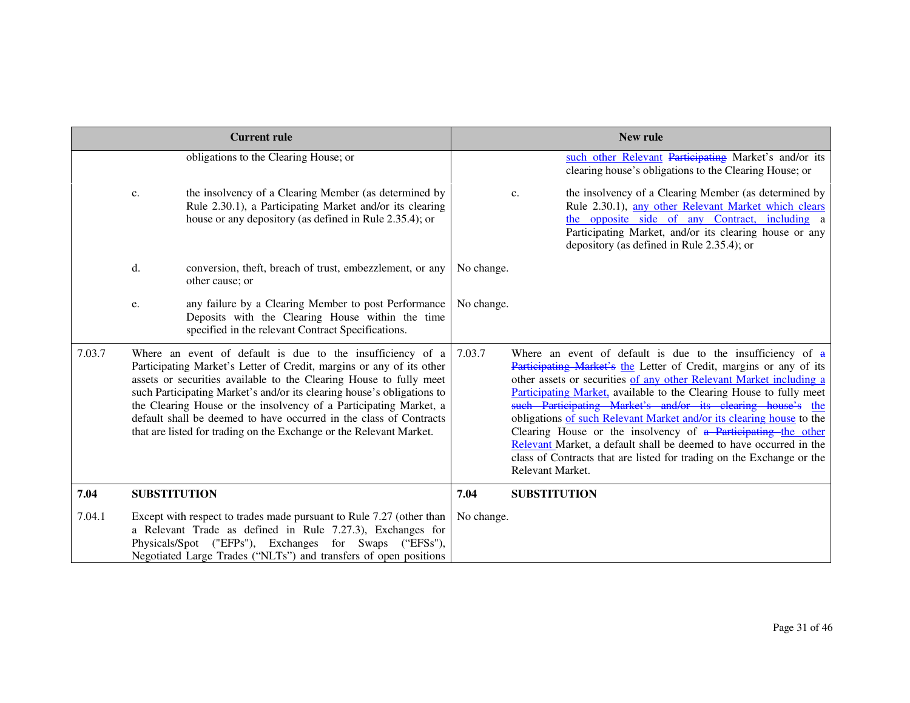| Current rule | | | New rule | | |
|---|---|---|---|---|---|
| | | obligations to the Clearing House; or | | | such other Relevant ~~Participating~~ Market's and/or its clearing house's obligations to the Clearing House; or |
| | c. | the insolvency of a Clearing Member (as determined by Rule 2.30.1), a Participating Market and/or its clearing house or any depository (as defined in Rule 2.35.4); or | | c. | the insolvency of a Clearing Member (as determined by Rule 2.30.1), any other Relevant Market which clears the opposite side of any Contract, including a Participating Market, and/or its clearing house or any depository (as defined in Rule 2.35.4); or |
| | d. | conversion, theft, breach of trust, embezzlement, or any other cause; or | No change. | | |
| | e. | any failure by a Clearing Member to post Performance Deposits with the Clearing House within the time specified in the relevant Contract Specifications. | No change. | | |
| 7.03.7 | Where an event of default is due to the insufficiency of a Participating Market's Letter of Credit, margins or any of its other assets or securities available to the Clearing House to fully meet such Participating Market's and/or its clearing house's obligations to the Clearing House or the insolvency of a Participating Market, a default shall be deemed to have occurred in the class of Contracts that are listed for trading on the Exchange or the Relevant Market. | | 7.03.7 | Where an event of default is due to the insufficiency of ~~a Participating Market's~~ the Letter of Credit, margins or any of its other assets or securities of any other Relevant Market including a Participating Market, available to the Clearing House to fully meet ~~such Participating Market's and/or its clearing house's~~ the obligations of such Relevant Market and/or its clearing house to the Clearing House or the insolvency of ~~a Participating~~ the other Relevant Market, a default shall be deemed to have occurred in the class of Contracts that are listed for trading on the Exchange or the Relevant Market. | |
| **7.04** | **SUBSTITUTION** | | **7.04** | **SUBSTITUTION** | |
| 7.04.1 | Except with respect to trades made pursuant to Rule 7.27 (other than a Relevant Trade as defined in Rule 7.27.3), Exchanges for Physicals/Spot ("EFPs"), Exchanges for Swaps ("EFSs"), Negotiated Large Trades ("NLTs") and transfers of open positions | | No change. | | |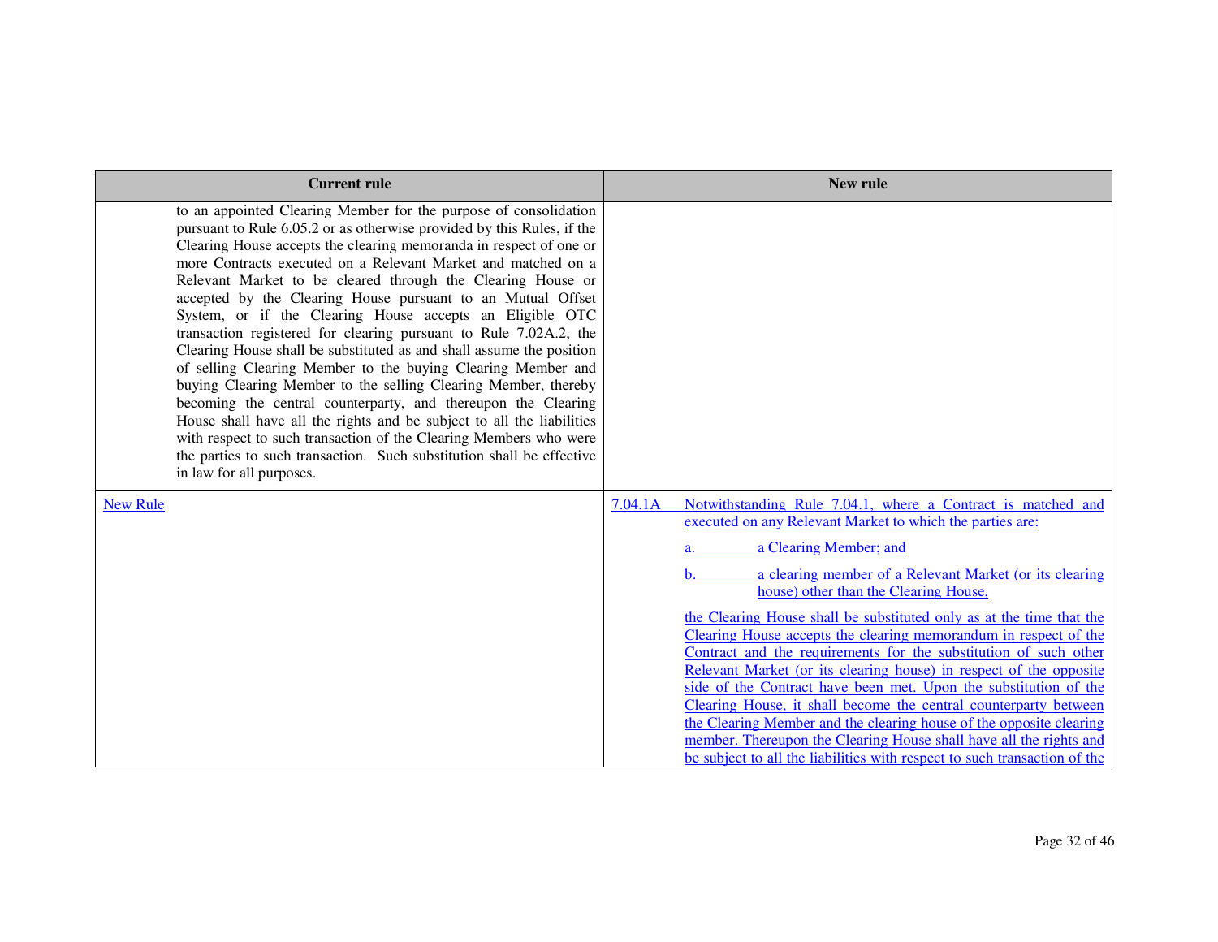| Current rule | New rule |
| --- | --- |
| to an appointed Clearing Member for the purpose of consolidation pursuant to Rule 6.05.2 or as otherwise provided by this Rules, if the Clearing House accepts the clearing memoranda in respect of one or more Contracts executed on a Relevant Market and matched on a Relevant Market to be cleared through the Clearing House or accepted by the Clearing House pursuant to an Mutual Offset System, or if the Clearing House accepts an Eligible OTC transaction registered for clearing pursuant to Rule 7.02A.2, the Clearing House shall be substituted as and shall assume the position of selling Clearing Member to the buying Clearing Member and buying Clearing Member to the selling Clearing Member, thereby becoming the central counterparty, and thereupon the Clearing House shall have all the rights and be subject to all the liabilities with respect to such transaction of the Clearing Members who were the parties to such transaction. Such substitution shall be effective in law for all purposes. | |
| New Rule | 7.04.1A Notwithstanding Rule 7.04.1, where a Contract is matched and executed on any Relevant Market to which the parties are:<br><br>a. a Clearing Member; and<br><br>b. a clearing member of a Relevant Market (or its clearing house) other than the Clearing House,<br><br>the Clearing House shall be substituted only as at the time that the Clearing House accepts the clearing memorandum in respect of the Contract and the requirements for the substitution of such other Relevant Market (or its clearing house) in respect of the opposite side of the Contract have been met. Upon the substitution of the Clearing House, it shall become the central counterparty between the Clearing Member and the clearing house of the opposite clearing member. Thereupon the Clearing House shall have all the rights and be subject to all the liabilities with respect to such transaction of the |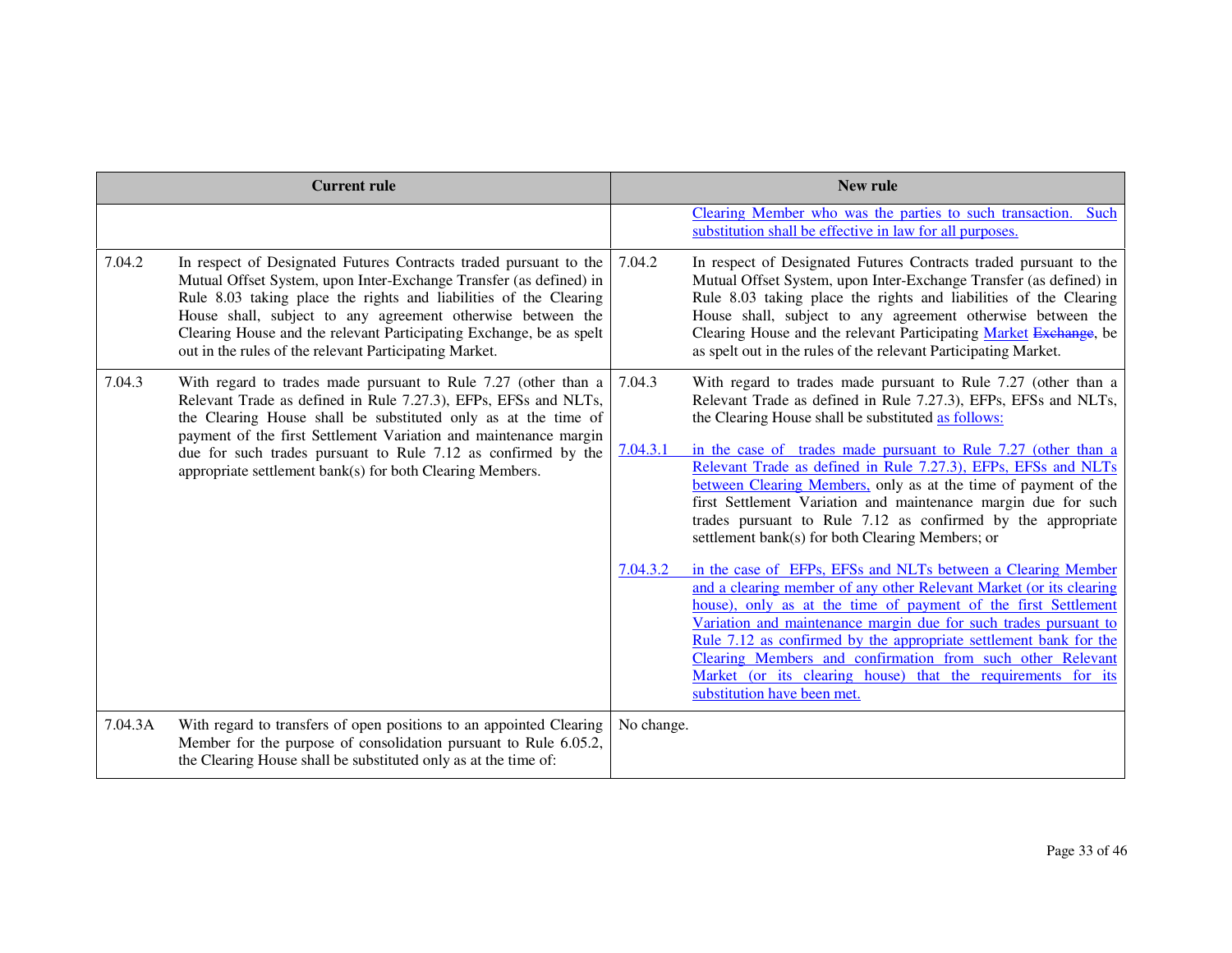| Current rule | | New rule | |
|---|---|---|---|
| | | | Clearing Member who was the parties to such transaction. Such substitution shall be effective in law for all purposes. |
| 7.04.2 | In respect of Designated Futures Contracts traded pursuant to the Mutual Offset System, upon Inter-Exchange Transfer (as defined) in Rule 8.03 taking place the rights and liabilities of the Clearing House shall, subject to any agreement otherwise between the Clearing House and the relevant Participating Exchange, be as spelt out in the rules of the relevant Participating Market. | 7.04.2 | In respect of Designated Futures Contracts traded pursuant to the Mutual Offset System, upon Inter-Exchange Transfer (as defined) in Rule 8.03 taking place the rights and liabilities of the Clearing House shall, subject to any agreement otherwise between the Clearing House and the relevant Participating Market ~~Exchange~~, be as spelt out in the rules of the relevant Participating Market. |
| 7.04.3 | With regard to trades made pursuant to Rule 7.27 (other than a Relevant Trade as defined in Rule 7.27.3), EFPs, EFSs and NLTs, the Clearing House shall be substituted only as at the time of payment of the first Settlement Variation and maintenance margin due for such trades pursuant to Rule 7.12 as confirmed by the appropriate settlement bank(s) for both Clearing Members. | 7.04.3<br><br>7.04.3.1<br><br>7.04.3.2 | With regard to trades made pursuant to Rule 7.27 (other than a Relevant Trade as defined in Rule 7.27.3), EFPs, EFSs and NLTs, the Clearing House shall be substituted as follows:<br><br>in the case of trades made pursuant to Rule 7.27 (other than a Relevant Trade as defined in Rule 7.27.3), EFPs, EFSs and NLTs between Clearing Members, only as at the time of payment of the first Settlement Variation and maintenance margin due for such trades pursuant to Rule 7.12 as confirmed by the appropriate settlement bank(s) for both Clearing Members; or<br><br>in the case of EFPs, EFSs and NLTs between a Clearing Member and a clearing member of any other Relevant Market (or its clearing house), only as at the time of payment of the first Settlement Variation and maintenance margin due for such trades pursuant to Rule 7.12 as confirmed by the appropriate settlement bank for the Clearing Members and confirmation from such other Relevant Market (or its clearing house) that the requirements for its substitution have been met. |
| 7.04.3A | With regard to transfers of open positions to an appointed Clearing Member for the purpose of consolidation pursuant to Rule 6.05.2, the Clearing House shall be substituted only as at the time of: | No change. | |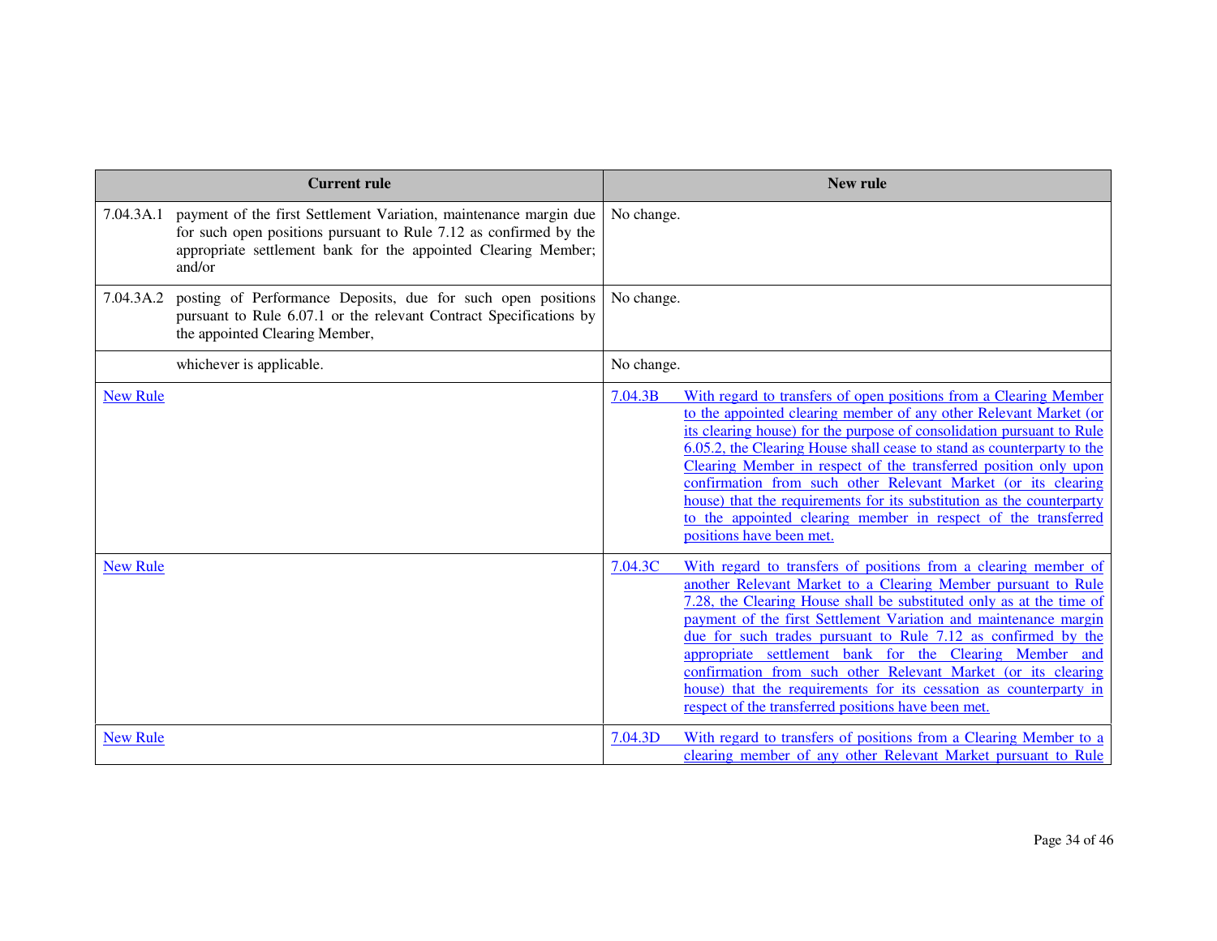| Current rule | New rule |
| --- | --- |
| 7.04.3A.1 payment of the first Settlement Variation, maintenance margin due for such open positions pursuant to Rule 7.12 as confirmed by the appropriate settlement bank for the appointed Clearing Member; and/or | No change. |
| 7.04.3A.2 posting of Performance Deposits, due for such open positions pursuant to Rule 6.07.1 or the relevant Contract Specifications by the appointed Clearing Member, | No change. |
| whichever is applicable. | No change. |
| New Rule | 7.04.3B With regard to transfers of open positions from a Clearing Member to the appointed clearing member of any other Relevant Market (or its clearing house) for the purpose of consolidation pursuant to Rule 6.05.2, the Clearing House shall cease to stand as counterparty to the Clearing Member in respect of the transferred position only upon confirmation from such other Relevant Market (or its clearing house) that the requirements for its substitution as the counterparty to the appointed clearing member in respect of the transferred positions have been met. |
| New Rule | 7.04.3C With regard to transfers of positions from a clearing member of another Relevant Market to a Clearing Member pursuant to Rule 7.28, the Clearing House shall be substituted only as at the time of payment of the first Settlement Variation and maintenance margin due for such trades pursuant to Rule 7.12 as confirmed by the appropriate settlement bank for the Clearing Member and confirmation from such other Relevant Market (or its clearing house) that the requirements for its cessation as counterparty in respect of the transferred positions have been met. |
| New Rule | 7.04.3D With regard to transfers of positions from a Clearing Member to a clearing member of any other Relevant Market pursuant to Rule |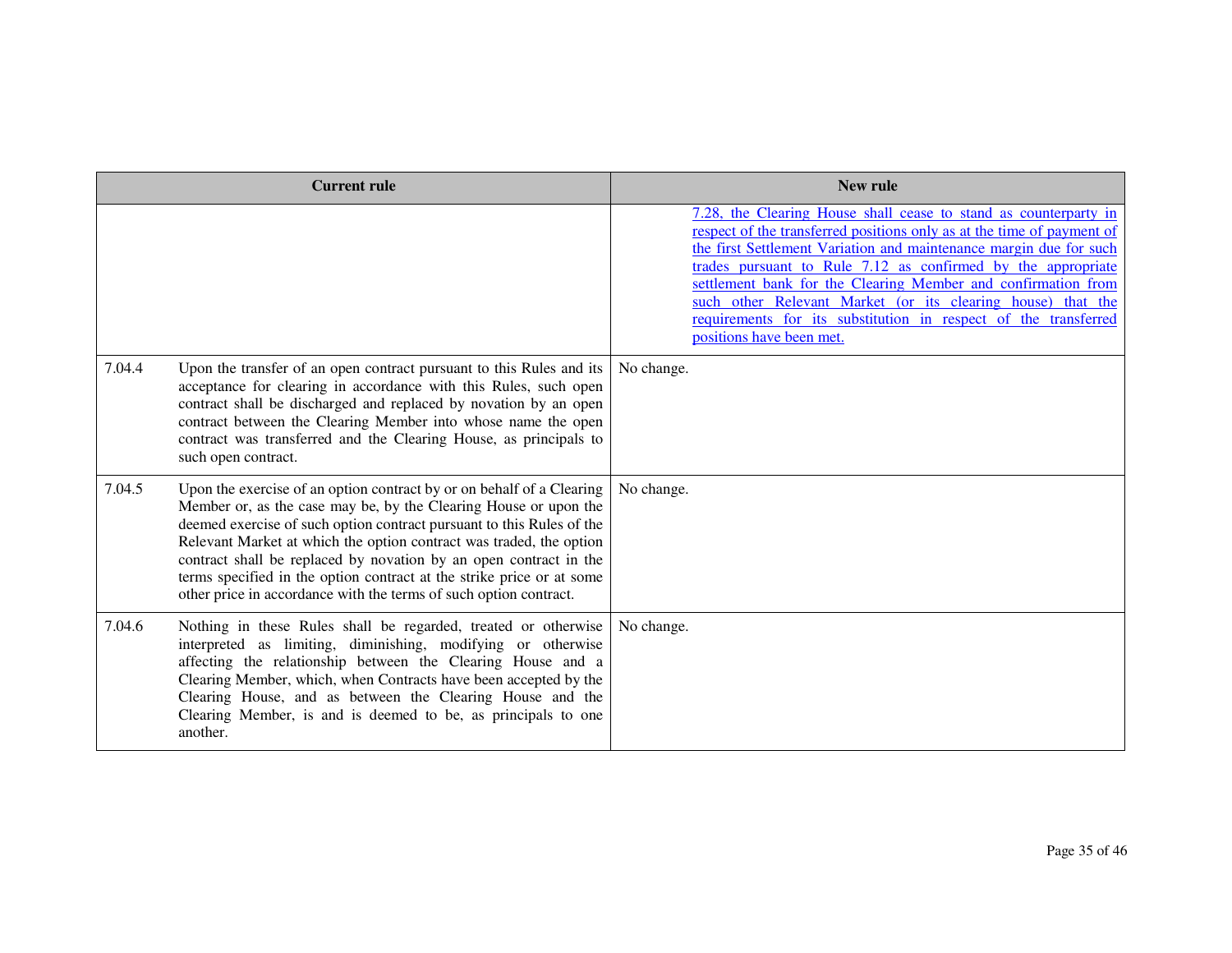| Current rule | | New rule |
|---|---|---|
| | | 7.28, the Clearing House shall cease to stand as counterparty in respect of the transferred positions only as at the time of payment of the first Settlement Variation and maintenance margin due for such trades pursuant to Rule 7.12 as confirmed by the appropriate settlement bank for the Clearing Member and confirmation from such other Relevant Market (or its clearing house) that the requirements for its substitution in respect of the transferred positions have been met. |
| 7.04.4 | Upon the transfer of an open contract pursuant to this Rules and its acceptance for clearing in accordance with this Rules, such open contract shall be discharged and replaced by novation by an open contract between the Clearing Member into whose name the open contract was transferred and the Clearing House, as principals to such open contract. | No change. |
| 7.04.5 | Upon the exercise of an option contract by or on behalf of a Clearing Member or, as the case may be, by the Clearing House or upon the deemed exercise of such option contract pursuant to this Rules of the Relevant Market at which the option contract was traded, the option contract shall be replaced by novation by an open contract in the terms specified in the option contract at the strike price or at some other price in accordance with the terms of such option contract. | No change. |
| 7.04.6 | Nothing in these Rules shall be regarded, treated or otherwise interpreted as limiting, diminishing, modifying or otherwise affecting the relationship between the Clearing House and a Clearing Member, which, when Contracts have been accepted by the Clearing House, and as between the Clearing House and the Clearing Member, is and is deemed to be, as principals to one another. | No change. |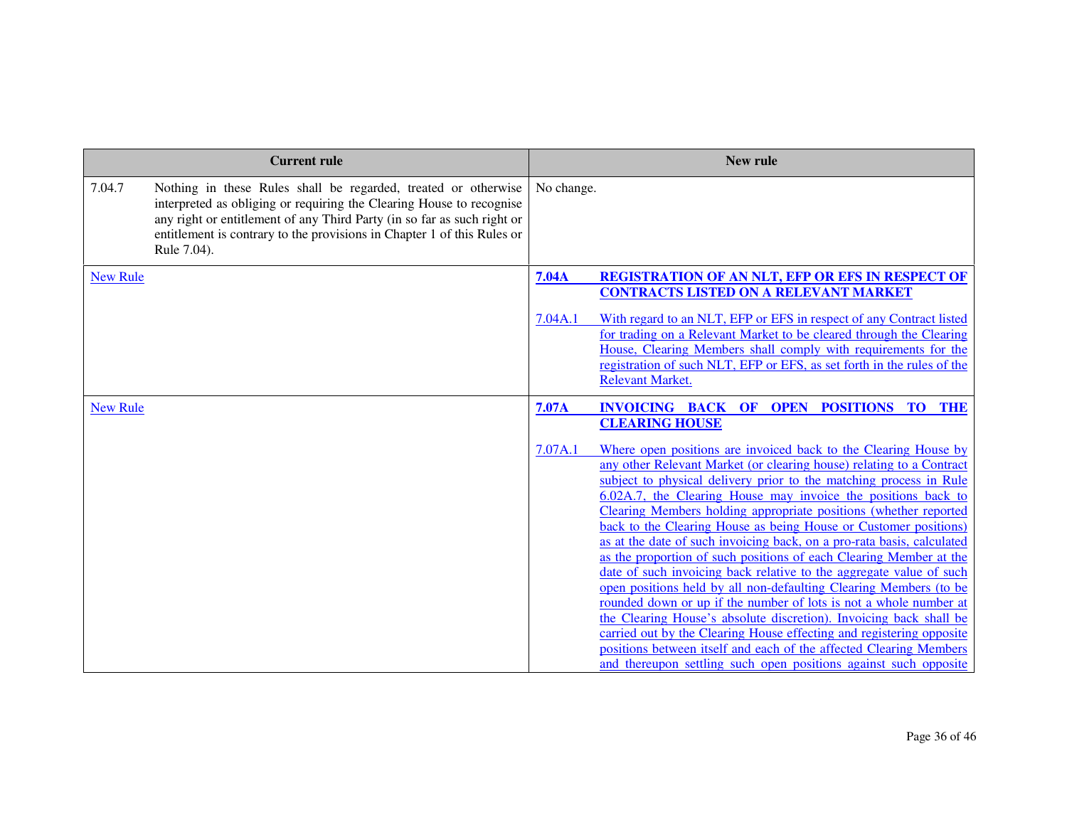| Current rule | New rule |
|---|---|
| 7.04.7 Nothing in these Rules shall be regarded, treated or otherwise interpreted as obliging or requiring the Clearing House to recognise any right or entitlement of any Third Party (in so far as such right or entitlement is contrary to the provisions in Chapter 1 of this Rules or Rule 7.04). | No change. |
| New Rule | **7.04A REGISTRATION OF AN NLT, EFP OR EFS IN RESPECT OF CONTRACTS LISTED ON A RELEVANT MARKET**<br><br>7.04A.1 With regard to an NLT, EFP or EFS in respect of any Contract listed for trading on a Relevant Market to be cleared through the Clearing House, Clearing Members shall comply with requirements for the registration of such NLT, EFP or EFS, as set forth in the rules of the Relevant Market. |
| New Rule | **7.07A INVOICING BACK OF OPEN POSITIONS TO THE CLEARING HOUSE**<br><br>7.07A.1 Where open positions are invoiced back to the Clearing House by any other Relevant Market (or clearing house) relating to a Contract subject to physical delivery prior to the matching process in Rule 6.02A.7, the Clearing House may invoice the positions back to Clearing Members holding appropriate positions (whether reported back to the Clearing House as being House or Customer positions) as at the date of such invoicing back, on a pro-rata basis, calculated as the proportion of such positions of each Clearing Member at the date of such invoicing back relative to the aggregate value of such open positions held by all non-defaulting Clearing Members (to be rounded down or up if the number of lots is not a whole number at the Clearing House's absolute discretion). Invoicing back shall be carried out by the Clearing House effecting and registering opposite positions between itself and each of the affected Clearing Members and thereupon settling such open positions against such opposite |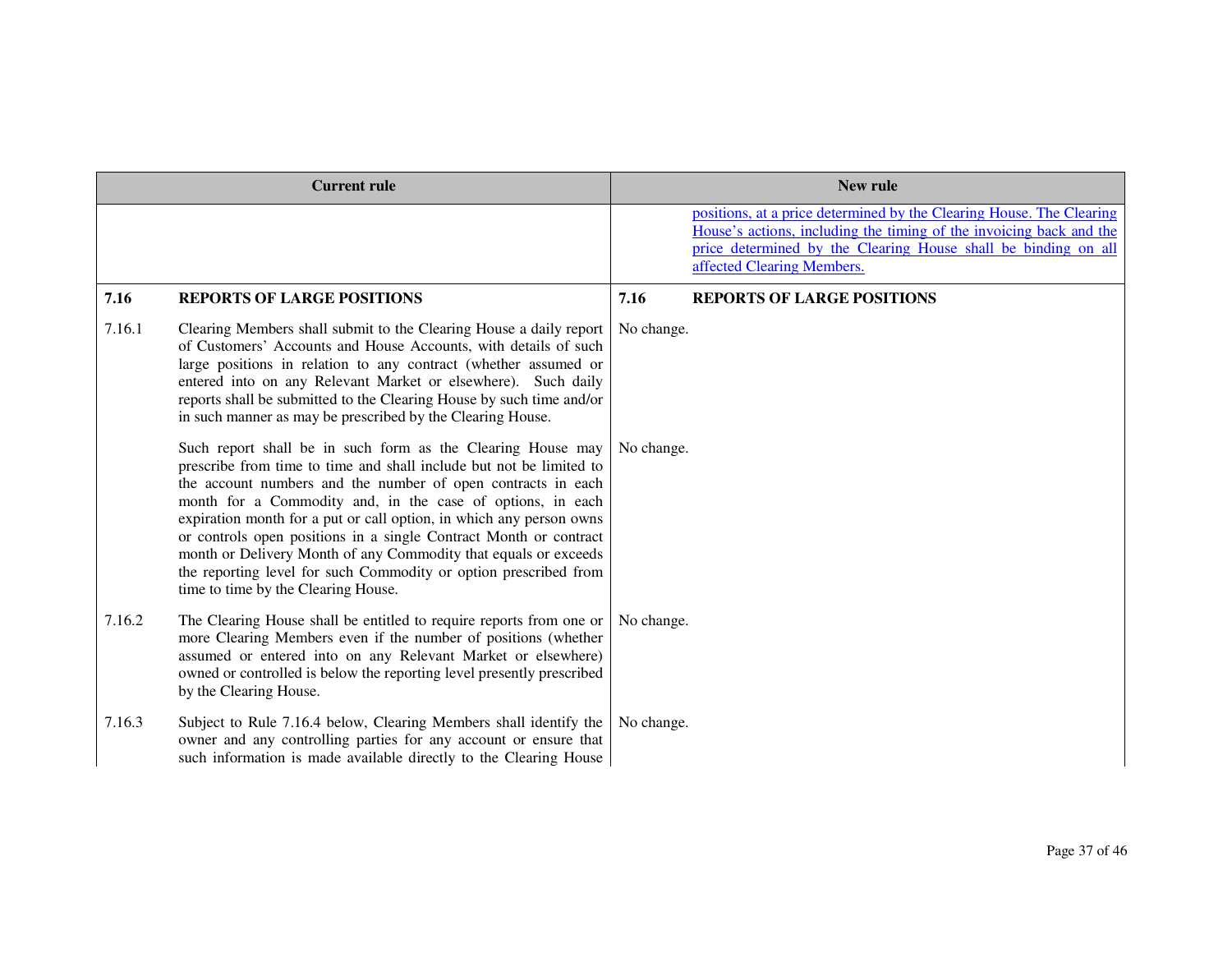| Current rule | New rule |
| --- | --- |
| | positions, at a price determined by the Clearing House. The Clearing House's actions, including the timing of the invoicing back and the price determined by the Clearing House shall be binding on all affected Clearing Members. |
| **7.16 REPORTS OF LARGE POSITIONS** | **7.16 REPORTS OF LARGE POSITIONS** |
| 7.16.1 Clearing Members shall submit to the Clearing House a daily report of Customers' Accounts and House Accounts, with details of such large positions in relation to any contract (whether assumed or entered into on any Relevant Market or elsewhere). Such daily reports shall be submitted to the Clearing House by such time and/or in such manner as may be prescribed by the Clearing House. | No change. |
| Such report shall be in such form as the Clearing House may prescribe from time to time and shall include but not be limited to the account numbers and the number of open contracts in each month for a Commodity and, in the case of options, in each expiration month for a put or call option, in which any person owns or controls open positions in a single Contract Month or contract month or Delivery Month of any Commodity that equals or exceeds the reporting level for such Commodity or option prescribed from time to time by the Clearing House. | No change. |
| 7.16.2 The Clearing House shall be entitled to require reports from one or more Clearing Members even if the number of positions (whether assumed or entered into on any Relevant Market or elsewhere) owned or controlled is below the reporting level presently prescribed by the Clearing House. | No change. |
| 7.16.3 Subject to Rule 7.16.4 below, Clearing Members shall identify the owner and any controlling parties for any account or ensure that such information is made available directly to the Clearing House | No change. |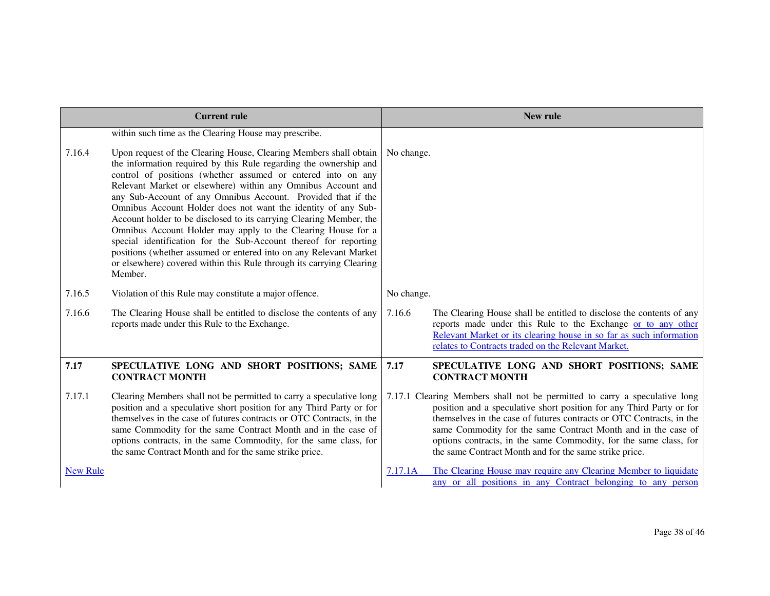| Current rule | | New rule | |
|---|---|---|---|
| | within such time as the Clearing House may prescribe. | | |
| 7.16.4 | Upon request of the Clearing House, Clearing Members shall obtain the information required by this Rule regarding the ownership and control of positions (whether assumed or entered into on any Relevant Market or elsewhere) within any Omnibus Account and any Sub-Account of any Omnibus Account. Provided that if the Omnibus Account Holder does not want the identity of any Sub-Account holder to be disclosed to its carrying Clearing Member, the Omnibus Account Holder may apply to the Clearing House for a special identification for the Sub-Account thereof for reporting positions (whether assumed or entered into on any Relevant Market or elsewhere) covered within this Rule through its carrying Clearing Member. | No change. | |
| 7.16.5 | Violation of this Rule may constitute a major offence. | No change. | |
| 7.16.6 | The Clearing House shall be entitled to disclose the contents of any reports made under this Rule to the Exchange. | 7.16.6 | The Clearing House shall be entitled to disclose the contents of any reports made under this Rule to the Exchange <u>or to any other Relevant Market or its clearing house in so far as such information relates to Contracts traded on the Relevant Market.</u> |
| **7.17** | **SPECULATIVE LONG AND SHORT POSITIONS; SAME CONTRACT MONTH** | **7.17** | **SPECULATIVE LONG AND SHORT POSITIONS; SAME CONTRACT MONTH** |
| 7.17.1 | Clearing Members shall not be permitted to carry a speculative long position and a speculative short position for any Third Party or for themselves in the case of futures contracts or OTC Contracts, in the same Commodity for the same Contract Month and in the case of options contracts, in the same Commodity, for the same class, for the same Contract Month and for the same strike price. | 7.17.1 | Clearing Members shall not be permitted to carry a speculative long position and a speculative short position for any Third Party or for themselves in the case of futures contracts or OTC Contracts, in the same Commodity for the same Contract Month and in the case of options contracts, in the same Commodity, for the same class, for the same Contract Month and for the same strike price. |
| <u>New Rule</u> | | <u>7.17.1A</u> | <u>The Clearing House may require any Clearing Member to liquidate any or all positions in any Contract belonging to any person</u> |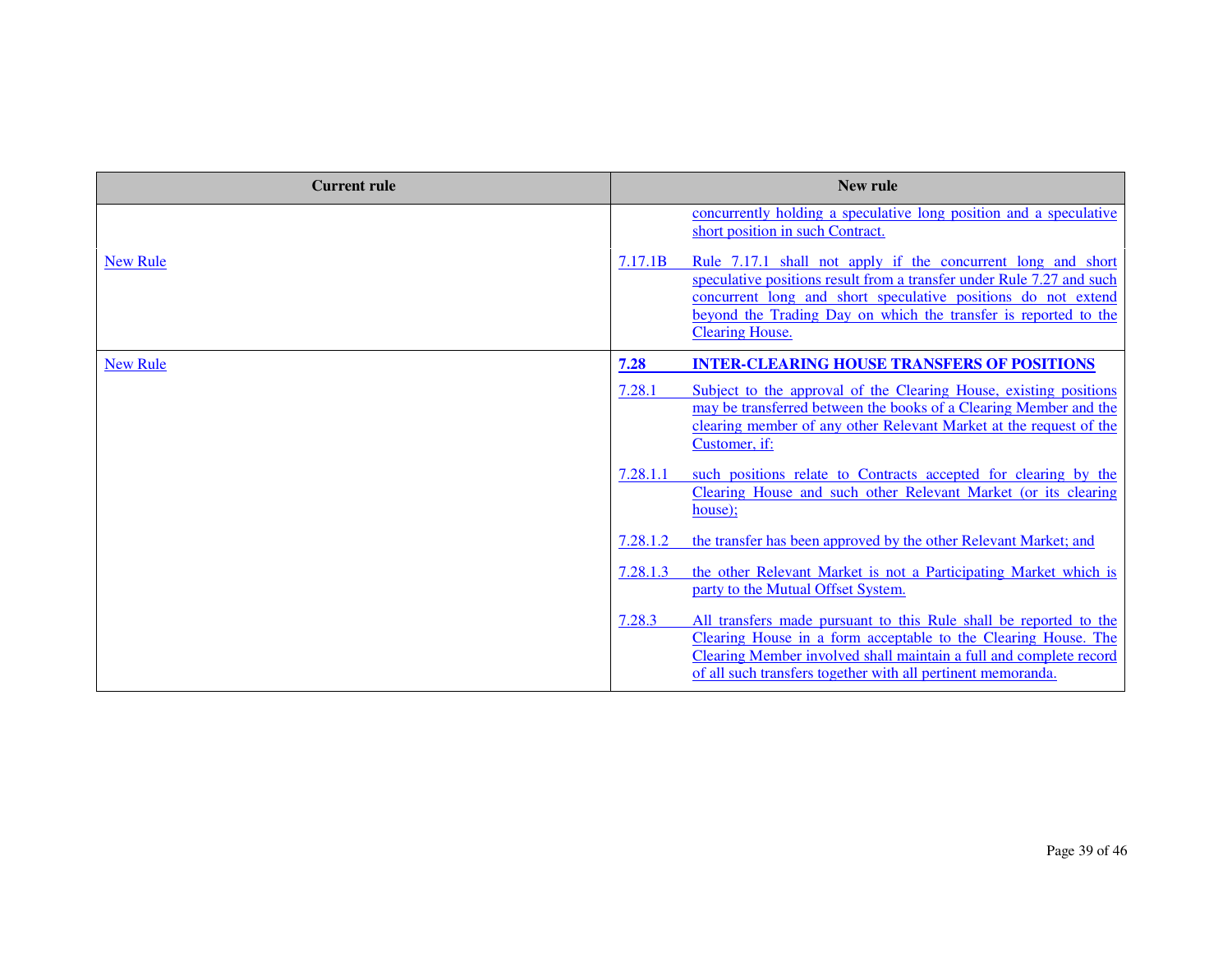| Current rule | New rule |
| --- | --- |
| | concurrently holding a speculative long position and a speculative short position in such Contract. |
| New Rule | 7.17.1B Rule 7.17.1 shall not apply if the concurrent long and short speculative positions result from a transfer under Rule 7.27 and such concurrent long and short speculative positions do not extend beyond the Trading Day on which the transfer is reported to the Clearing House. |
| New Rule | **7.28 INTER-CLEARING HOUSE TRANSFERS OF POSITIONS**<br><br>7.28.1 Subject to the approval of the Clearing House, existing positions may be transferred between the books of a Clearing Member and the clearing member of any other Relevant Market at the request of the Customer, if:<br><br>7.28.1.1 such positions relate to Contracts accepted for clearing by the Clearing House and such other Relevant Market (or its clearing house);<br><br>7.28.1.2 the transfer has been approved by the other Relevant Market; and<br><br>7.28.1.3 the other Relevant Market is not a Participating Market which is party to the Mutual Offset System.<br><br>7.28.3 All transfers made pursuant to this Rule shall be reported to the Clearing House in a form acceptable to the Clearing House. The Clearing Member involved shall maintain a full and complete record of all such transfers together with all pertinent memoranda. |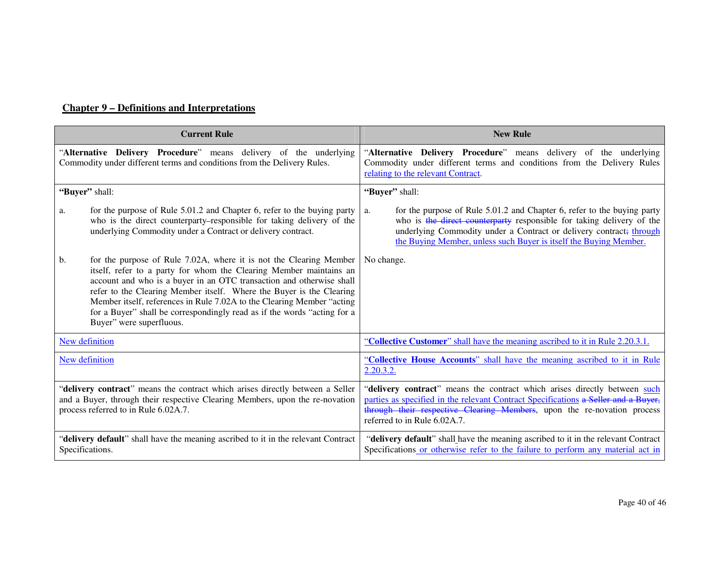## Chapter 9 – Definitions and Interpretations

| Current Rule | New Rule |
|---|---|
| "**Alternative Delivery Procedure**" means delivery of the underlying Commodity under different terms and conditions from the Delivery Rules. | "**Alternative Delivery Procedure**" means delivery of the underlying Commodity under different terms and conditions from the Delivery Rules relating to the relevant Contract. |
| "**Buyer**" shall:<br><br>a. for the purpose of Rule 5.01.2 and Chapter 6, refer to the buying party who is the direct counterparty responsible for taking delivery of the underlying Commodity under a Contract or delivery contract.<br><br>b. for the purpose of Rule 7.02A, where it is not the Clearing Member itself, refer to a party for whom the Clearing Member maintains an account and who is a buyer in an OTC transaction and otherwise shall refer to the Clearing Member itself. Where the Buyer is the Clearing Member itself, references in Rule 7.02A to the Clearing Member "acting for a Buyer" shall be correspondingly read as if the words "acting for a Buyer" were superfluous. | "**Buyer**" shall:<br><br>a. for the purpose of Rule 5.01.2 and Chapter 6, refer to the buying party who is ~~the direct counterparty~~ responsible for taking delivery of the underlying Commodity under a Contract or delivery contract~~,~~ through the Buying Member, unless such Buyer is itself the Buying Member.<br><br>No change. |
| New definition | "**Collective Customer**" shall have the meaning ascribed to it in Rule 2.20.3.1. |
| New definition | "**Collective House Accounts**" shall have the meaning ascribed to it in Rule 2.20.3.2. |
| "**delivery contract**" means the contract which arises directly between a Seller and a Buyer, through their respective Clearing Members, upon the re-novation process referred to in Rule 6.02A.7. | "**delivery contract**" means the contract which arises directly between such parties as specified in the relevant Contract Specifications ~~a Seller and a Buyer, through their respective Clearing Members~~, upon the re-novation process referred to in Rule 6.02A.7. |
| "**delivery default**" shall have the meaning ascribed to it in the relevant Contract Specifications. | "**delivery default**" shall have the meaning ascribed to it in the relevant Contract Specifications or otherwise refer to the failure to perform any material act in |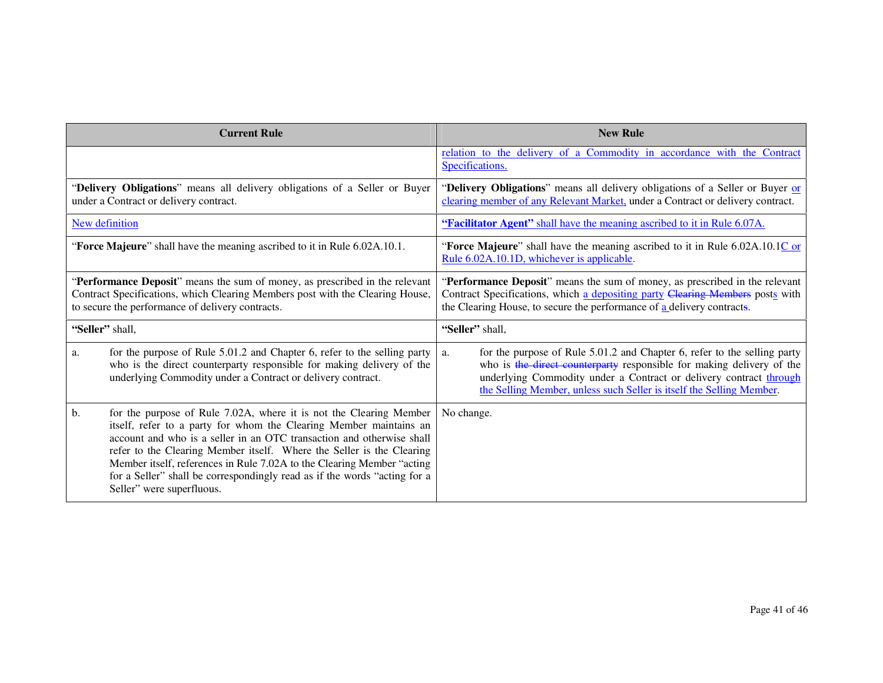| Current Rule | New Rule |
|---|---|
| | relation to the delivery of a Commodity in accordance with the Contract Specifications. |
| "**Delivery Obligations**" means all delivery obligations of a Seller or Buyer under a Contract or delivery contract. | "**Delivery Obligations**" means all delivery obligations of a Seller or Buyer or clearing member of any Relevant Market, under a Contract or delivery contract. |
| New definition | **"Facilitator Agent"** shall have the meaning ascribed to it in Rule 6.07A. |
| "**Force Majeure**" shall have the meaning ascribed to it in Rule 6.02A.10.1. | "**Force Majeure**" shall have the meaning ascribed to it in Rule 6.02A.10.1C or Rule 6.02A.10.1D, whichever is applicable. |
| "**Performance Deposit**" means the sum of money, as prescribed in the relevant Contract Specifications, which Clearing Members post with the Clearing House, to secure the performance of delivery contracts. | "**Performance Deposit**" means the sum of money, as prescribed in the relevant Contract Specifications, which a depositing party ~~Clearing Members~~ posts with the Clearing House, to secure the performance of a delivery contract~~s~~. |
| **"Seller"** shall, | **"Seller"** shall, |
| a. for the purpose of Rule 5.01.2 and Chapter 6, refer to the selling party who is the direct counterparty responsible for making delivery of the underlying Commodity under a Contract or delivery contract. | a. for the purpose of Rule 5.01.2 and Chapter 6, refer to the selling party who is ~~the direct counterparty~~ responsible for making delivery of the underlying Commodity under a Contract or delivery contract through the Selling Member, unless such Seller is itself the Selling Member. |
| b. for the purpose of Rule 7.02A, where it is not the Clearing Member itself, refer to a party for whom the Clearing Member maintains an account and who is a seller in an OTC transaction and otherwise shall refer to the Clearing Member itself. Where the Seller is the Clearing Member itself, references in Rule 7.02A to the Clearing Member "acting for a Seller" shall be correspondingly read as if the words "acting for a Seller" were superfluous. | No change. |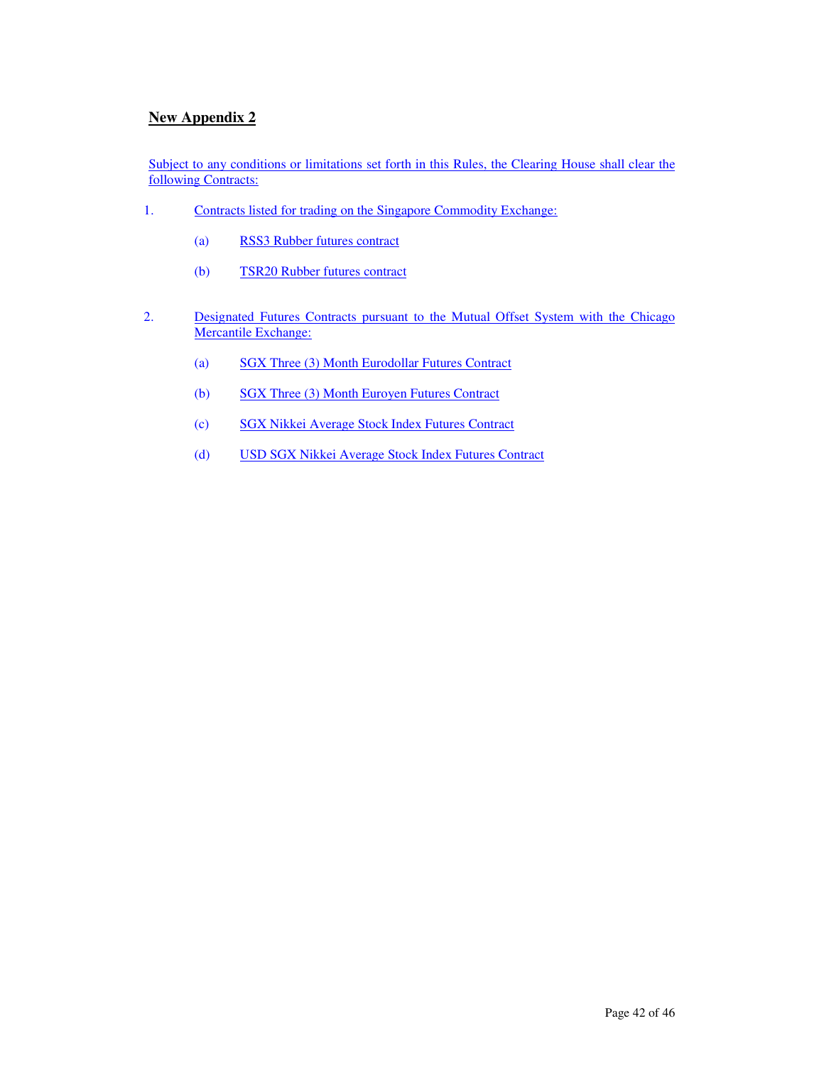## New Appendix 2

Subject to any conditions or limitations set forth in this Rules, the Clearing House shall clear the following Contracts:

1. Contracts listed for trading on the Singapore Commodity Exchange:

   (a) RSS3 Rubber futures contract

   (b) TSR20 Rubber futures contract

2. Designated Futures Contracts pursuant to the Mutual Offset System with the Chicago Mercantile Exchange:

   (a) SGX Three (3) Month Eurodollar Futures Contract

   (b) SGX Three (3) Month Euroyen Futures Contract

   (c) SGX Nikkei Average Stock Index Futures Contract

   (d) USD SGX Nikkei Average Stock Index Futures Contract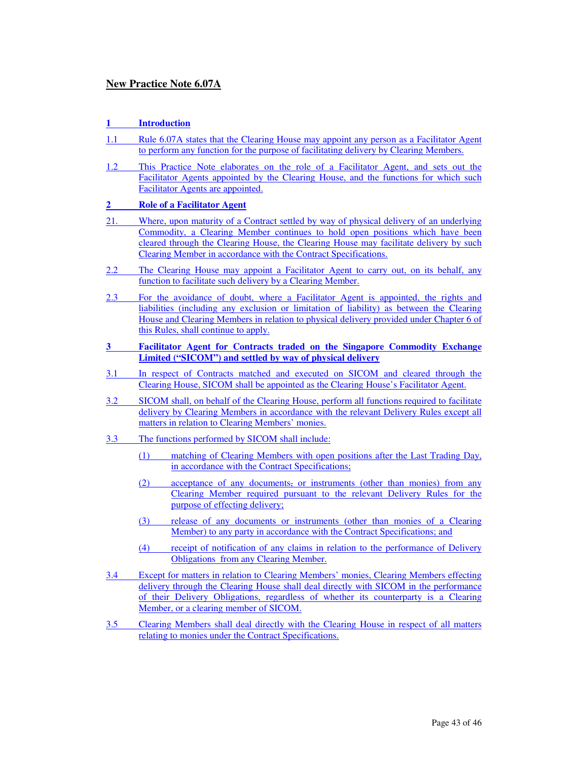## New Practice Note 6.07A

### 1 Introduction

1.1 Rule 6.07A states that the Clearing House may appoint any person as a Facilitator Agent to perform any function for the purpose of facilitating delivery by Clearing Members.

1.2 This Practice Note elaborates on the role of a Facilitator Agent, and sets out the Facilitator Agents appointed by the Clearing House, and the functions for which such Facilitator Agents are appointed.

### 2 Role of a Facilitator Agent

21. Where, upon maturity of a Contract settled by way of physical delivery of an underlying Commodity, a Clearing Member continues to hold open positions which have been cleared through the Clearing House, the Clearing House may facilitate delivery by such Clearing Member in accordance with the Contract Specifications.

2.2 The Clearing House may appoint a Facilitator Agent to carry out, on its behalf, any function to facilitate such delivery by a Clearing Member.

2.3 For the avoidance of doubt, where a Facilitator Agent is appointed, the rights and liabilities (including any exclusion or limitation of liability) as between the Clearing House and Clearing Members in relation to physical delivery provided under Chapter 6 of this Rules, shall continue to apply.

### 3 Facilitator Agent for Contracts traded on the Singapore Commodity Exchange Limited ("SICOM") and settled by way of physical delivery

3.1 In respect of Contracts matched and executed on SICOM and cleared through the Clearing House, SICOM shall be appointed as the Clearing House's Facilitator Agent.

3.2 SICOM shall, on behalf of the Clearing House, perform all functions required to facilitate delivery by Clearing Members in accordance with the relevant Delivery Rules except all matters in relation to Clearing Members' monies.

3.3 The functions performed by SICOM shall include:

(1) matching of Clearing Members with open positions after the Last Trading Day, in accordance with the Contract Specifications;

(2) acceptance of any documents, or instruments (other than monies) from any Clearing Member required pursuant to the relevant Delivery Rules for the purpose of effecting delivery;

(3) release of any documents or instruments (other than monies of a Clearing Member) to any party in accordance with the Contract Specifications; and

(4) receipt of notification of any claims in relation to the performance of Delivery Obligations from any Clearing Member.

3.4 Except for matters in relation to Clearing Members' monies, Clearing Members effecting delivery through the Clearing House shall deal directly with SICOM in the performance of their Delivery Obligations, regardless of whether its counterparty is a Clearing Member, or a clearing member of SICOM.

3.5 Clearing Members shall deal directly with the Clearing House in respect of all matters relating to monies under the Contract Specifications.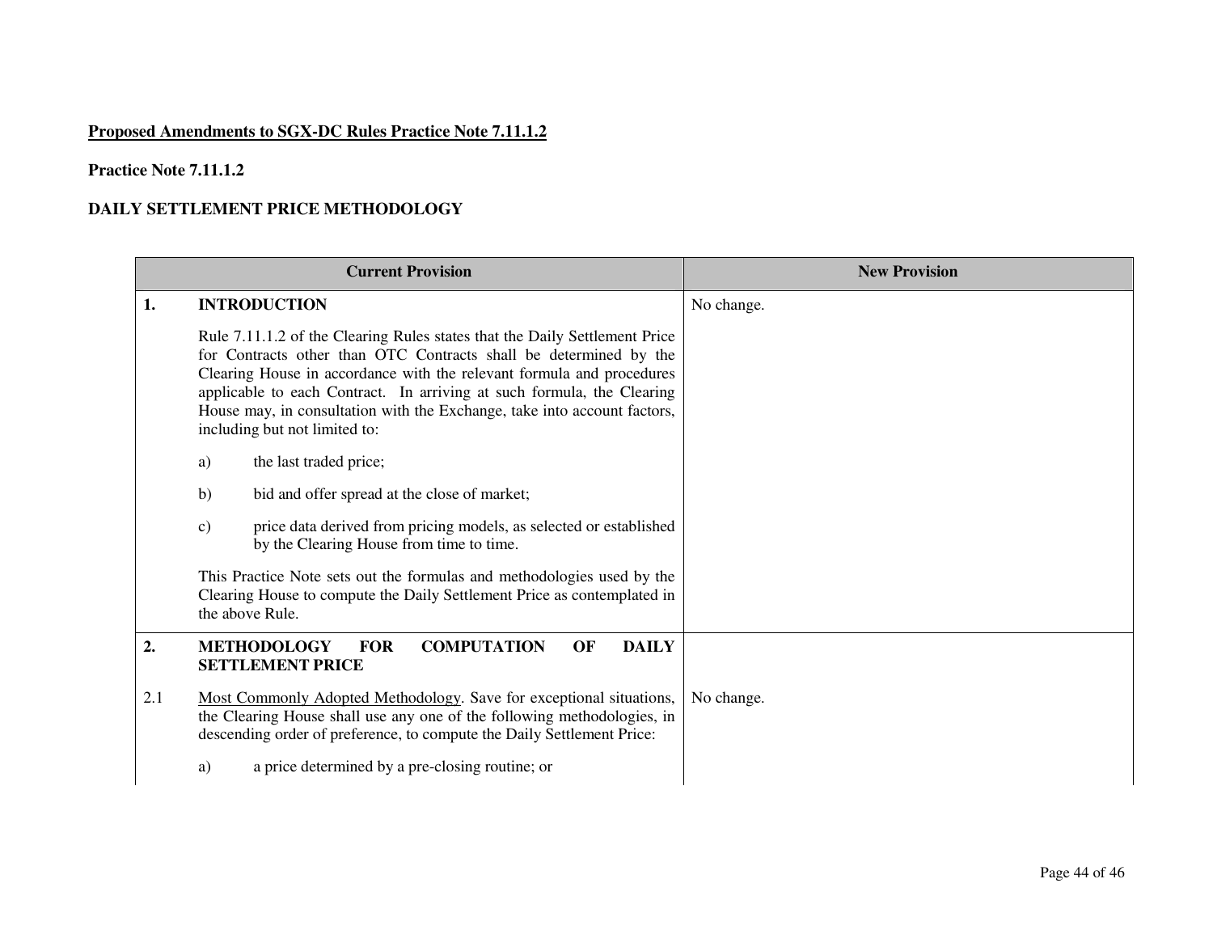**Proposed Amendments to SGX-DC Rules Practice Note 7.11.1.2**

**Practice Note 7.11.1.2**

**DAILY SETTLEMENT PRICE METHODOLOGY**

| Current Provision | New Provision |
|---|---|
| **1. INTRODUCTION**<br><br>Rule 7.11.1.2 of the Clearing Rules states that the Daily Settlement Price for Contracts other than OTC Contracts shall be determined by the Clearing House in accordance with the relevant formula and procedures applicable to each Contract. In arriving at such formula, the Clearing House may, in consultation with the Exchange, take into account factors, including but not limited to:<br><br>a) the last traded price;<br><br>b) bid and offer spread at the close of market;<br><br>c) price data derived from pricing models, as selected or established by the Clearing House from time to time.<br><br>This Practice Note sets out the formulas and methodologies used by the Clearing House to compute the Daily Settlement Price as contemplated in the above Rule. | No change. |
| **2. METHODOLOGY FOR COMPUTATION OF DAILY SETTLEMENT PRICE** | |
| 2.1 Most Commonly Adopted Methodology. Save for exceptional situations, the Clearing House shall use any one of the following methodologies, in descending order of preference, to compute the Daily Settlement Price:<br><br>a) a price determined by a pre-closing routine; or | No change. |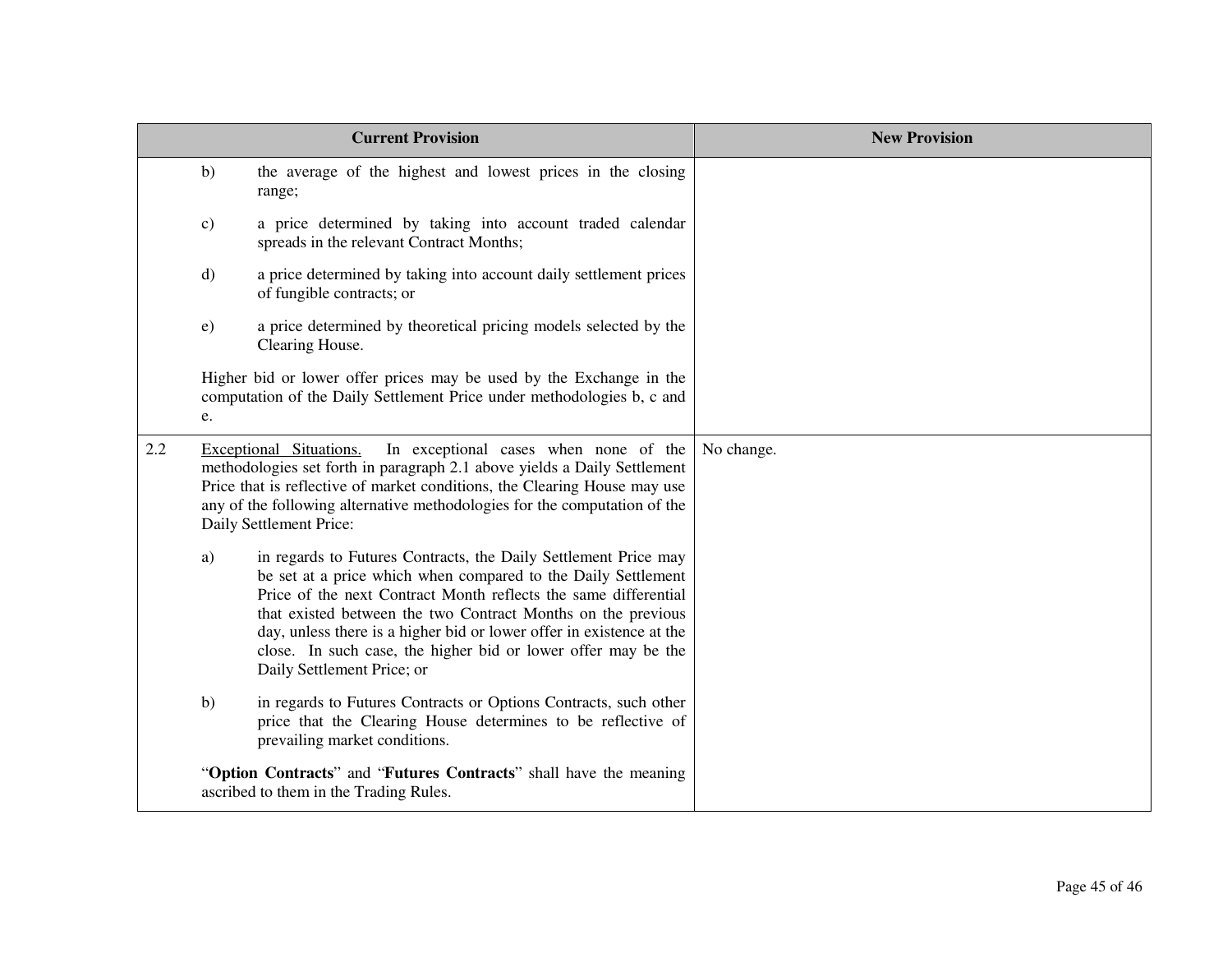| Current Provision | New Provision |
|---|---|
| b) the average of the highest and lowest prices in the closing range;<br><br>c) a price determined by taking into account traded calendar spreads in the relevant Contract Months;<br><br>d) a price determined by taking into account daily settlement prices of fungible contracts; or<br><br>e) a price determined by theoretical pricing models selected by the Clearing House.<br><br>Higher bid or lower offer prices may be used by the Exchange in the computation of the Daily Settlement Price under methodologies b, c and e. | |
| 2.2 Exceptional Situations. In exceptional cases when none of the methodologies set forth in paragraph 2.1 above yields a Daily Settlement Price that is reflective of market conditions, the Clearing House may use any of the following alternative methodologies for the computation of the Daily Settlement Price:<br><br>a) in regards to Futures Contracts, the Daily Settlement Price may be set at a price which when compared to the Daily Settlement Price of the next Contract Month reflects the same differential that existed between the two Contract Months on the previous day, unless there is a higher bid or lower offer in existence at the close. In such case, the higher bid or lower offer may be the Daily Settlement Price; or<br><br>b) in regards to Futures Contracts or Options Contracts, such other price that the Clearing House determines to be reflective of prevailing market conditions.<br><br>"**Option Contracts**" and "**Futures Contracts**" shall have the meaning ascribed to them in the Trading Rules. | No change. |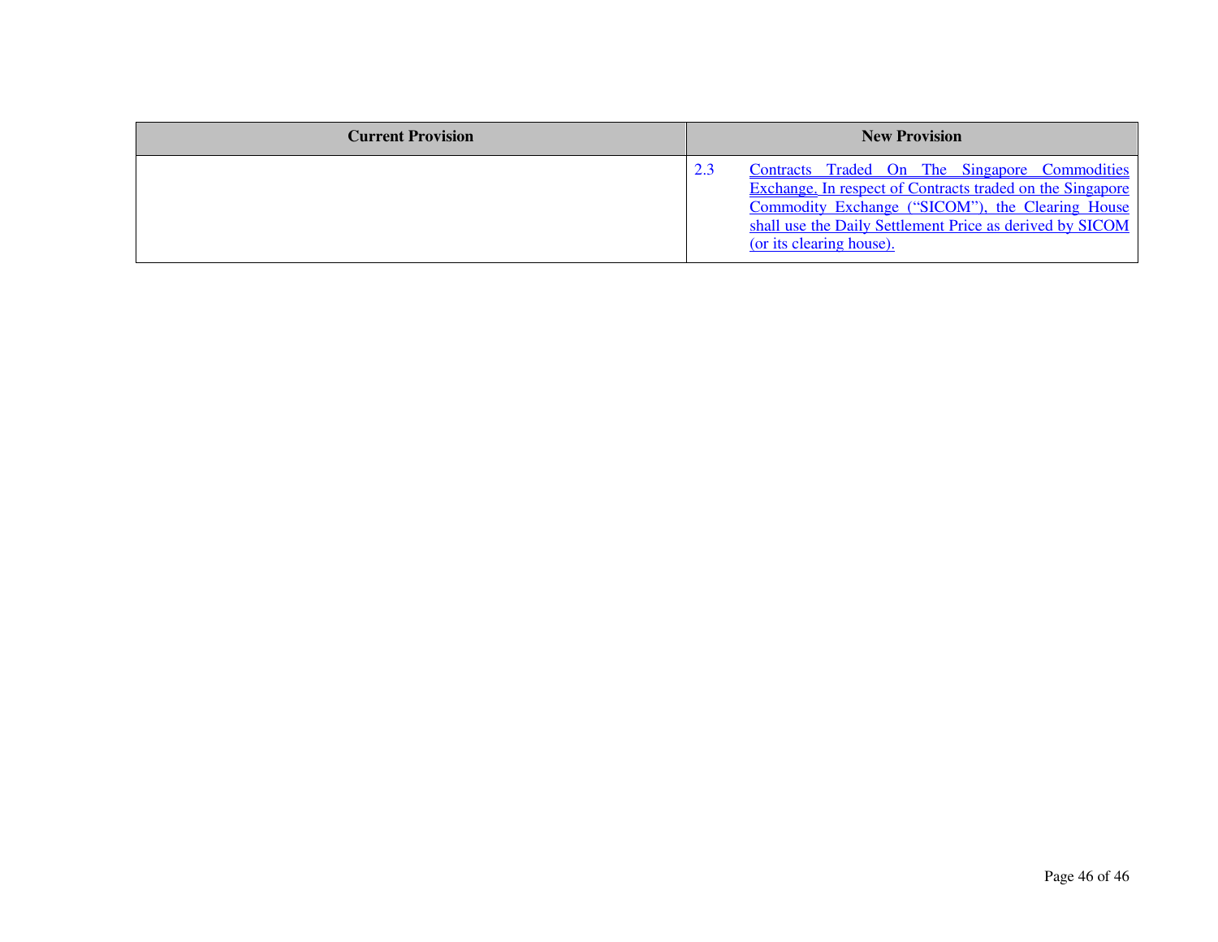| Current Provision | New Provision |
| --- | --- |
| | 2.3 Contracts Traded On The Singapore Commodities Exchange. In respect of Contracts traded on the Singapore Commodity Exchange ("SICOM"), the Clearing House shall use the Daily Settlement Price as derived by SICOM (or its clearing house). |